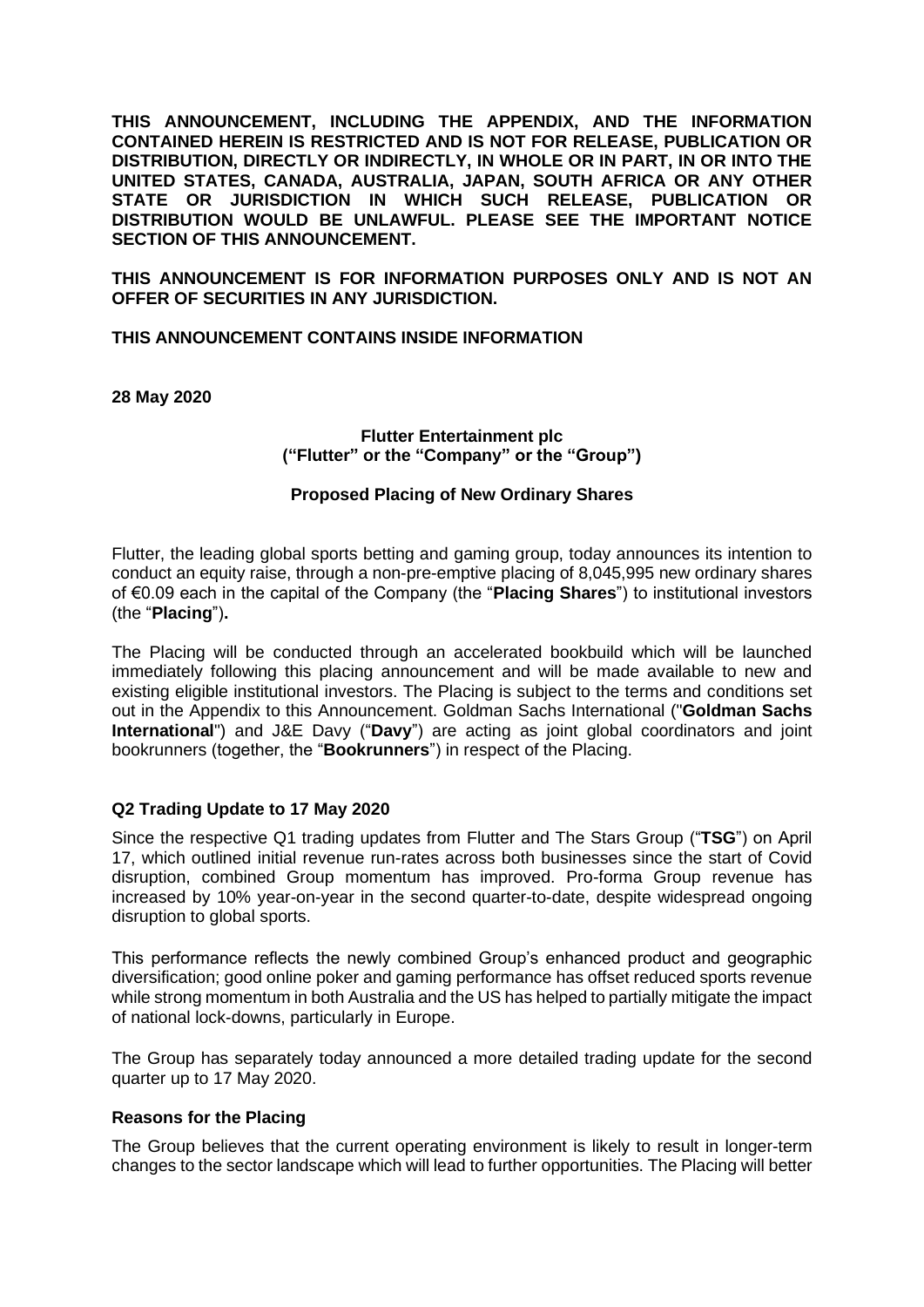**THIS ANNOUNCEMENT, INCLUDING THE APPENDIX, AND THE INFORMATION CONTAINED HEREIN IS RESTRICTED AND IS NOT FOR RELEASE, PUBLICATION OR DISTRIBUTION, DIRECTLY OR INDIRECTLY, IN WHOLE OR IN PART, IN OR INTO THE UNITED STATES, CANADA, AUSTRALIA, JAPAN, SOUTH AFRICA OR ANY OTHER STATE OR JURISDICTION IN WHICH SUCH RELEASE, PUBLICATION OR DISTRIBUTION WOULD BE UNLAWFUL. PLEASE SEE THE IMPORTANT NOTICE SECTION OF THIS ANNOUNCEMENT.**

**THIS ANNOUNCEMENT IS FOR INFORMATION PURPOSES ONLY AND IS NOT AN OFFER OF SECURITIES IN ANY JURISDICTION.**

**THIS ANNOUNCEMENT CONTAINS INSIDE INFORMATION**

**28 May 2020**

**Flutter Entertainment plc**
**("Flutter" or the "Company" or the "Group")**

**Proposed Placing of New Ordinary Shares**

Flutter, the leading global sports betting and gaming group, today announces its intention to conduct an equity raise, through a non-pre-emptive placing of 8,045,995 new ordinary shares of €0.09 each in the capital of the Company (the "**Placing Shares**") to institutional investors (the "**Placing**")**.**

The Placing will be conducted through an accelerated bookbuild which will be launched immediately following this placing announcement and will be made available to new and existing eligible institutional investors. The Placing is subject to the terms and conditions set out in the Appendix to this Announcement. Goldman Sachs International ("**Goldman Sachs International**") and J&E Davy ("**Davy**") are acting as joint global coordinators and joint bookrunners (together, the "**Bookrunners**") in respect of the Placing.

### Q2 Trading Update to 17 May 2020

Since the respective Q1 trading updates from Flutter and The Stars Group ("**TSG**") on April 17, which outlined initial revenue run-rates across both businesses since the start of Covid disruption, combined Group momentum has improved. Pro-forma Group revenue has increased by 10% year-on-year in the second quarter-to-date, despite widespread ongoing disruption to global sports.

This performance reflects the newly combined Group's enhanced product and geographic diversification; good online poker and gaming performance has offset reduced sports revenue while strong momentum in both Australia and the US has helped to partially mitigate the impact of national lock-downs, particularly in Europe.

The Group has separately today announced a more detailed trading update for the second quarter up to 17 May 2020.

### Reasons for the Placing

The Group believes that the current operating environment is likely to result in longer-term changes to the sector landscape which will lead to further opportunities. The Placing will better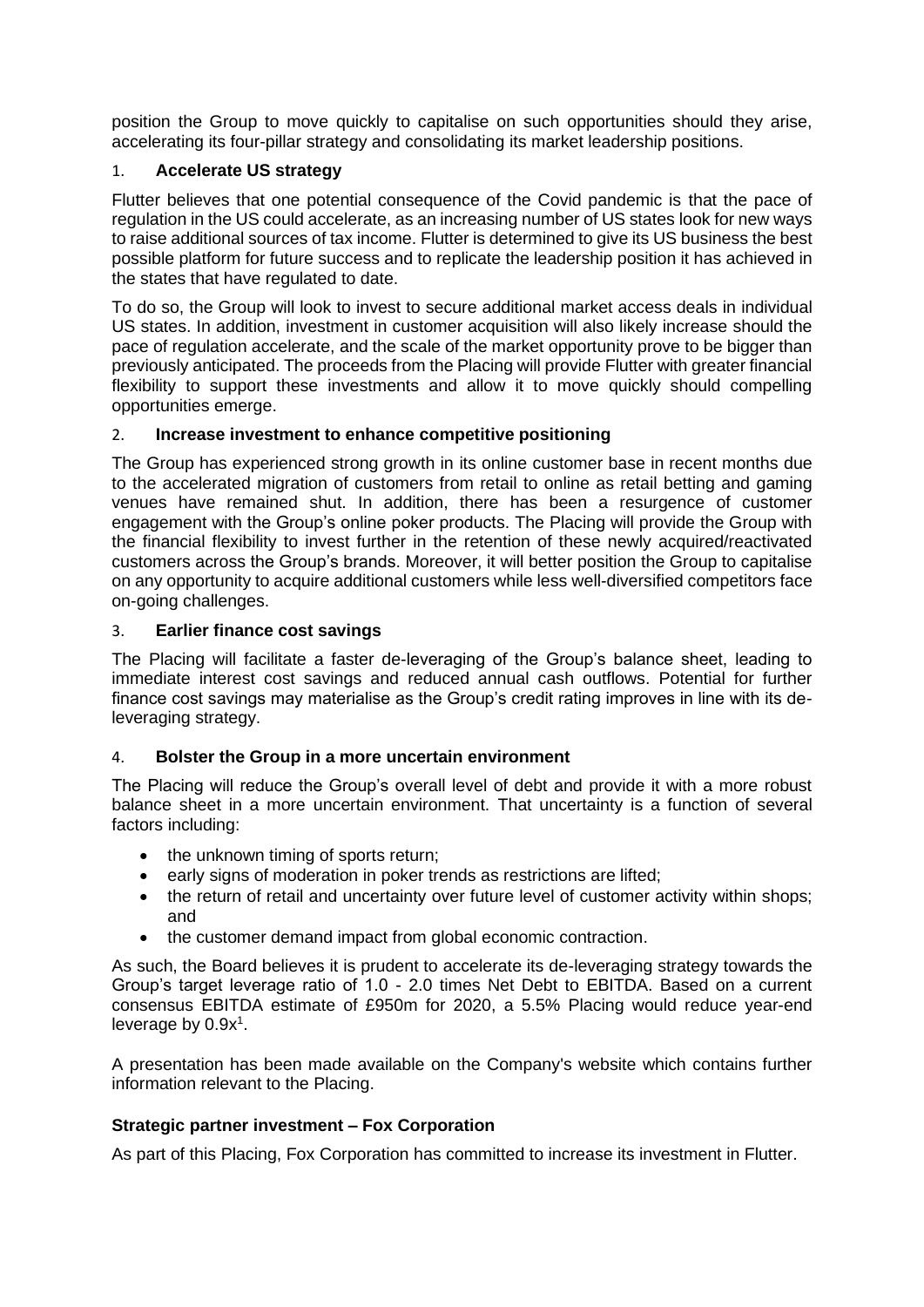position the Group to move quickly to capitalise on such opportunities should they arise, accelerating its four-pillar strategy and consolidating its market leadership positions.

1. **Accelerate US strategy**

Flutter believes that one potential consequence of the Covid pandemic is that the pace of regulation in the US could accelerate, as an increasing number of US states look for new ways to raise additional sources of tax income. Flutter is determined to give its US business the best possible platform for future success and to replicate the leadership position it has achieved in the states that have regulated to date.

To do so, the Group will look to invest to secure additional market access deals in individual US states. In addition, investment in customer acquisition will also likely increase should the pace of regulation accelerate, and the scale of the market opportunity prove to be bigger than previously anticipated. The proceeds from the Placing will provide Flutter with greater financial flexibility to support these investments and allow it to move quickly should compelling opportunities emerge.

2. **Increase investment to enhance competitive positioning**

The Group has experienced strong growth in its online customer base in recent months due to the accelerated migration of customers from retail to online as retail betting and gaming venues have remained shut. In addition, there has been a resurgence of customer engagement with the Group's online poker products. The Placing will provide the Group with the financial flexibility to invest further in the retention of these newly acquired/reactivated customers across the Group's brands. Moreover, it will better position the Group to capitalise on any opportunity to acquire additional customers while less well-diversified competitors face on-going challenges.

3. **Earlier finance cost savings**

The Placing will facilitate a faster de-leveraging of the Group's balance sheet, leading to immediate interest cost savings and reduced annual cash outflows. Potential for further finance cost savings may materialise as the Group's credit rating improves in line with its de-leveraging strategy.

4. **Bolster the Group in a more uncertain environment**

The Placing will reduce the Group's overall level of debt and provide it with a more robust balance sheet in a more uncertain environment. That uncertainty is a function of several factors including:

- the unknown timing of sports return;
- early signs of moderation in poker trends as restrictions are lifted;
- the return of retail and uncertainty over future level of customer activity within shops; and
- the customer demand impact from global economic contraction.

As such, the Board believes it is prudent to accelerate its de-leveraging strategy towards the Group's target leverage ratio of 1.0 - 2.0 times Net Debt to EBITDA. Based on a current consensus EBITDA estimate of £950m for 2020, a 5.5% Placing would reduce year-end leverage by 0.9x[1].

A presentation has been made available on the Company's website which contains further information relevant to the Placing.

**Strategic partner investment – Fox Corporation**

As part of this Placing, Fox Corporation has committed to increase its investment in Flutter.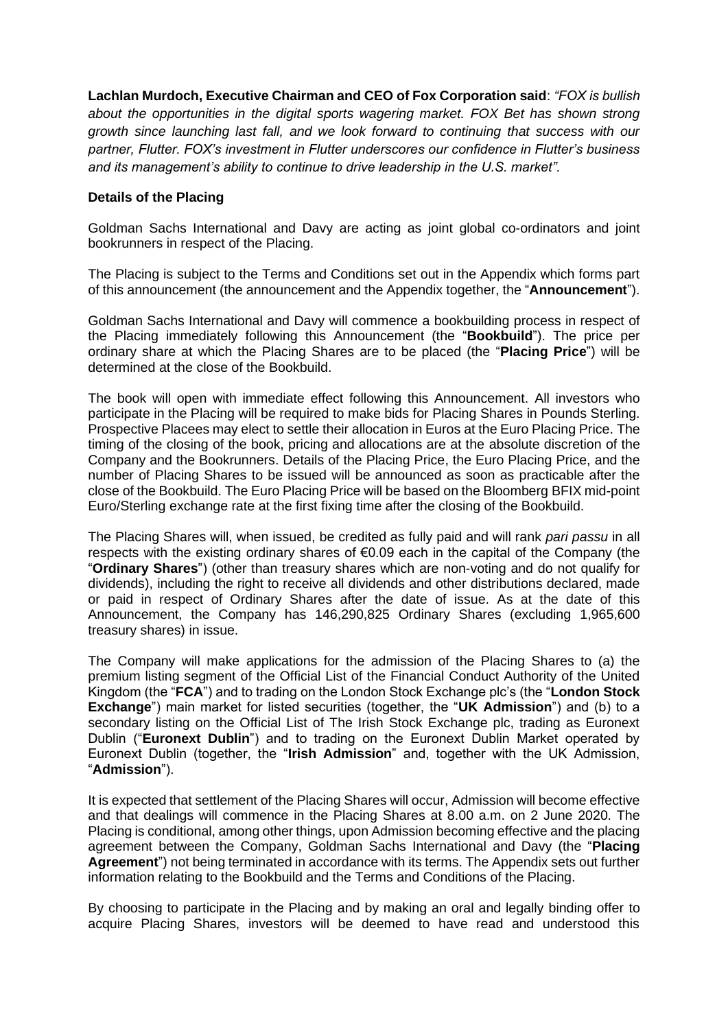**Lachlan Murdoch, Executive Chairman and CEO of Fox Corporation said**: *"FOX is bullish about the opportunities in the digital sports wagering market. FOX Bet has shown strong growth since launching last fall, and we look forward to continuing that success with our partner, Flutter. FOX's investment in Flutter underscores our confidence in Flutter's business and its management's ability to continue to drive leadership in the U.S. market".*

**Details of the Placing**

Goldman Sachs International and Davy are acting as joint global co-ordinators and joint bookrunners in respect of the Placing.

The Placing is subject to the Terms and Conditions set out in the Appendix which forms part of this announcement (the announcement and the Appendix together, the "**Announcement**").

Goldman Sachs International and Davy will commence a bookbuilding process in respect of the Placing immediately following this Announcement (the "**Bookbuild**"). The price per ordinary share at which the Placing Shares are to be placed (the "**Placing Price**") will be determined at the close of the Bookbuild.

The book will open with immediate effect following this Announcement. All investors who participate in the Placing will be required to make bids for Placing Shares in Pounds Sterling. Prospective Placees may elect to settle their allocation in Euros at the Euro Placing Price. The timing of the closing of the book, pricing and allocations are at the absolute discretion of the Company and the Bookrunners. Details of the Placing Price, the Euro Placing Price, and the number of Placing Shares to be issued will be announced as soon as practicable after the close of the Bookbuild. The Euro Placing Price will be based on the Bloomberg BFIX mid-point Euro/Sterling exchange rate at the first fixing time after the closing of the Bookbuild.

The Placing Shares will, when issued, be credited as fully paid and will rank *pari passu* in all respects with the existing ordinary shares of €0.09 each in the capital of the Company (the "**Ordinary Shares**") (other than treasury shares which are non-voting and do not qualify for dividends), including the right to receive all dividends and other distributions declared, made or paid in respect of Ordinary Shares after the date of issue. As at the date of this Announcement, the Company has 146,290,825 Ordinary Shares (excluding 1,965,600 treasury shares) in issue.

The Company will make applications for the admission of the Placing Shares to (a) the premium listing segment of the Official List of the Financial Conduct Authority of the United Kingdom (the "**FCA**") and to trading on the London Stock Exchange plc's (the "**London Stock Exchange**") main market for listed securities (together, the "**UK Admission**") and (b) to a secondary listing on the Official List of The Irish Stock Exchange plc, trading as Euronext Dublin ("**Euronext Dublin**") and to trading on the Euronext Dublin Market operated by Euronext Dublin (together, the "**Irish Admission**" and, together with the UK Admission, "**Admission**").

It is expected that settlement of the Placing Shares will occur, Admission will become effective and that dealings will commence in the Placing Shares at 8.00 a.m. on 2 June 2020. The Placing is conditional, among other things, upon Admission becoming effective and the placing agreement between the Company, Goldman Sachs International and Davy (the "**Placing Agreement**") not being terminated in accordance with its terms. The Appendix sets out further information relating to the Bookbuild and the Terms and Conditions of the Placing.

By choosing to participate in the Placing and by making an oral and legally binding offer to acquire Placing Shares, investors will be deemed to have read and understood this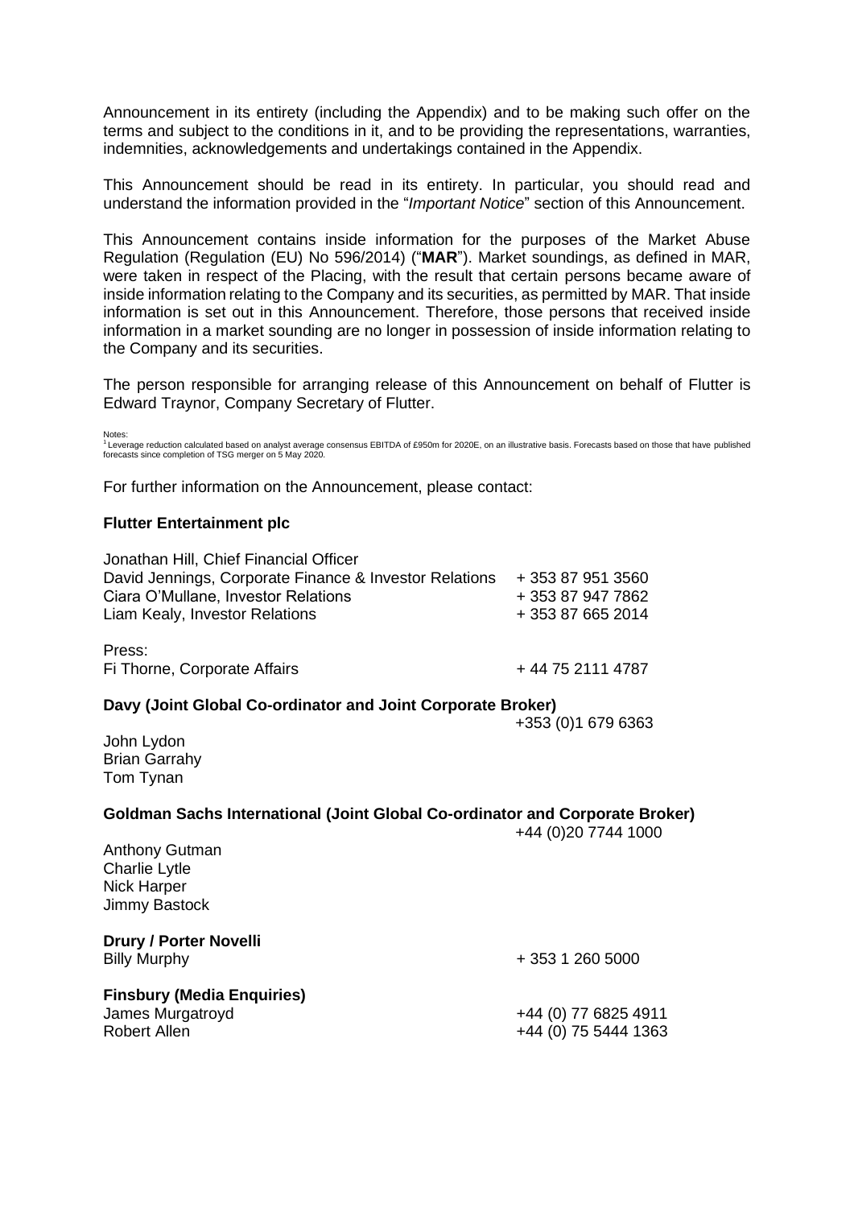Announcement in its entirety (including the Appendix) and to be making such offer on the terms and subject to the conditions in it, and to be providing the representations, warranties, indemnities, acknowledgements and undertakings contained in the Appendix.

This Announcement should be read in its entirety. In particular, you should read and understand the information provided in the "*Important Notice*" section of this Announcement.

This Announcement contains inside information for the purposes of the Market Abuse Regulation (Regulation (EU) No 596/2014) ("**MAR**"). Market soundings, as defined in MAR, were taken in respect of the Placing, with the result that certain persons became aware of inside information relating to the Company and its securities, as permitted by MAR. That inside information is set out in this Announcement. Therefore, those persons that received inside information in a market sounding are no longer in possession of inside information relating to the Company and its securities.

The person responsible for arranging release of this Announcement on behalf of Flutter is Edward Traynor, Company Secretary of Flutter.

Notes:
[1] Leverage reduction calculated based on analyst average consensus EBITDA of £950m for 2020E, on an illustrative basis. Forecasts based on those that have published forecasts since completion of TSG merger on 5 May 2020.

For further information on the Announcement, please contact:

**Flutter Entertainment plc**

| | |
|---|---|
| Jonathan Hill, Chief Financial Officer | |
| David Jennings, Corporate Finance & Investor Relations | + 353 87 951 3560 |
| Ciara O'Mullane, Investor Relations | + 353 87 947 7862 |
| Liam Kealy, Investor Relations | + 353 87 665 2014 |

Press:
Fi Thorne, Corporate Affairs + 44 75 2111 4787

**Davy (Joint Global Co-ordinator and Joint Corporate Broker)**
+353 (0)1 679 6363

John Lydon
Brian Garrahy
Tom Tynan

**Goldman Sachs International (Joint Global Co-ordinator and Corporate Broker)**
+44 (0)20 7744 1000

Anthony Gutman
Charlie Lytle
Nick Harper
Jimmy Bastock

**Drury / Porter Novelli**
Billy Murphy + 353 1 260 5000

**Finsbury (Media Enquiries)**
James Murgatroyd +44 (0) 77 6825 4911
Robert Allen +44 (0) 75 5444 1363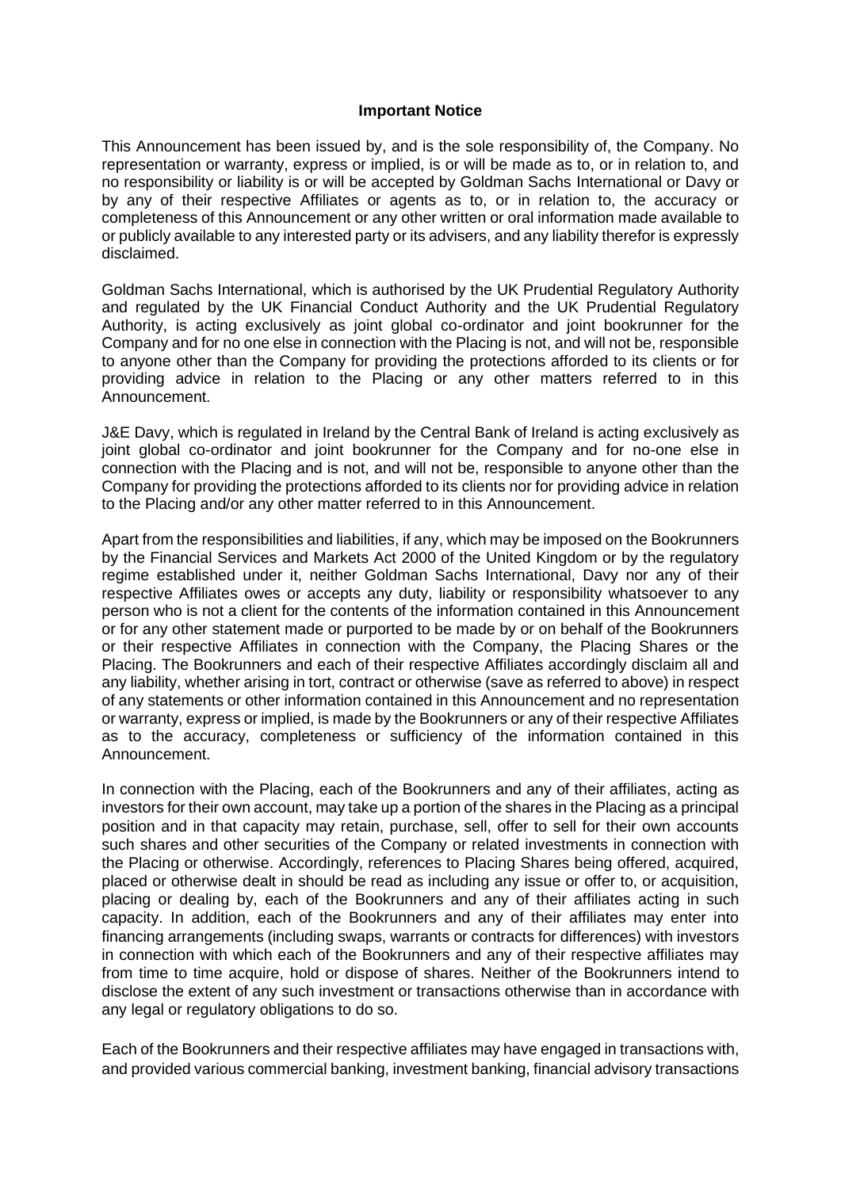**Important Notice**

This Announcement has been issued by, and is the sole responsibility of, the Company. No representation or warranty, express or implied, is or will be made as to, or in relation to, and no responsibility or liability is or will be accepted by Goldman Sachs International or Davy or by any of their respective Affiliates or agents as to, or in relation to, the accuracy or completeness of this Announcement or any other written or oral information made available to or publicly available to any interested party or its advisers, and any liability therefor is expressly disclaimed.

Goldman Sachs International, which is authorised by the UK Prudential Regulatory Authority and regulated by the UK Financial Conduct Authority and the UK Prudential Regulatory Authority, is acting exclusively as joint global co-ordinator and joint bookrunner for the Company and for no one else in connection with the Placing is not, and will not be, responsible to anyone other than the Company for providing the protections afforded to its clients or for providing advice in relation to the Placing or any other matters referred to in this Announcement.

J&E Davy, which is regulated in Ireland by the Central Bank of Ireland is acting exclusively as joint global co-ordinator and joint bookrunner for the Company and for no-one else in connection with the Placing and is not, and will not be, responsible to anyone other than the Company for providing the protections afforded to its clients nor for providing advice in relation to the Placing and/or any other matter referred to in this Announcement.

Apart from the responsibilities and liabilities, if any, which may be imposed on the Bookrunners by the Financial Services and Markets Act 2000 of the United Kingdom or by the regulatory regime established under it, neither Goldman Sachs International, Davy nor any of their respective Affiliates owes or accepts any duty, liability or responsibility whatsoever to any person who is not a client for the contents of the information contained in this Announcement or for any other statement made or purported to be made by or on behalf of the Bookrunners or their respective Affiliates in connection with the Company, the Placing Shares or the Placing. The Bookrunners and each of their respective Affiliates accordingly disclaim all and any liability, whether arising in tort, contract or otherwise (save as referred to above) in respect of any statements or other information contained in this Announcement and no representation or warranty, express or implied, is made by the Bookrunners or any of their respective Affiliates as to the accuracy, completeness or sufficiency of the information contained in this Announcement.

In connection with the Placing, each of the Bookrunners and any of their affiliates, acting as investors for their own account, may take up a portion of the shares in the Placing as a principal position and in that capacity may retain, purchase, sell, offer to sell for their own accounts such shares and other securities of the Company or related investments in connection with the Placing or otherwise. Accordingly, references to Placing Shares being offered, acquired, placed or otherwise dealt in should be read as including any issue or offer to, or acquisition, placing or dealing by, each of the Bookrunners and any of their affiliates acting in such capacity. In addition, each of the Bookrunners and any of their affiliates may enter into financing arrangements (including swaps, warrants or contracts for differences) with investors in connection with which each of the Bookrunners and any of their respective affiliates may from time to time acquire, hold or dispose of shares. Neither of the Bookrunners intend to disclose the extent of any such investment or transactions otherwise than in accordance with any legal or regulatory obligations to do so.

Each of the Bookrunners and their respective affiliates may have engaged in transactions with, and provided various commercial banking, investment banking, financial advisory transactions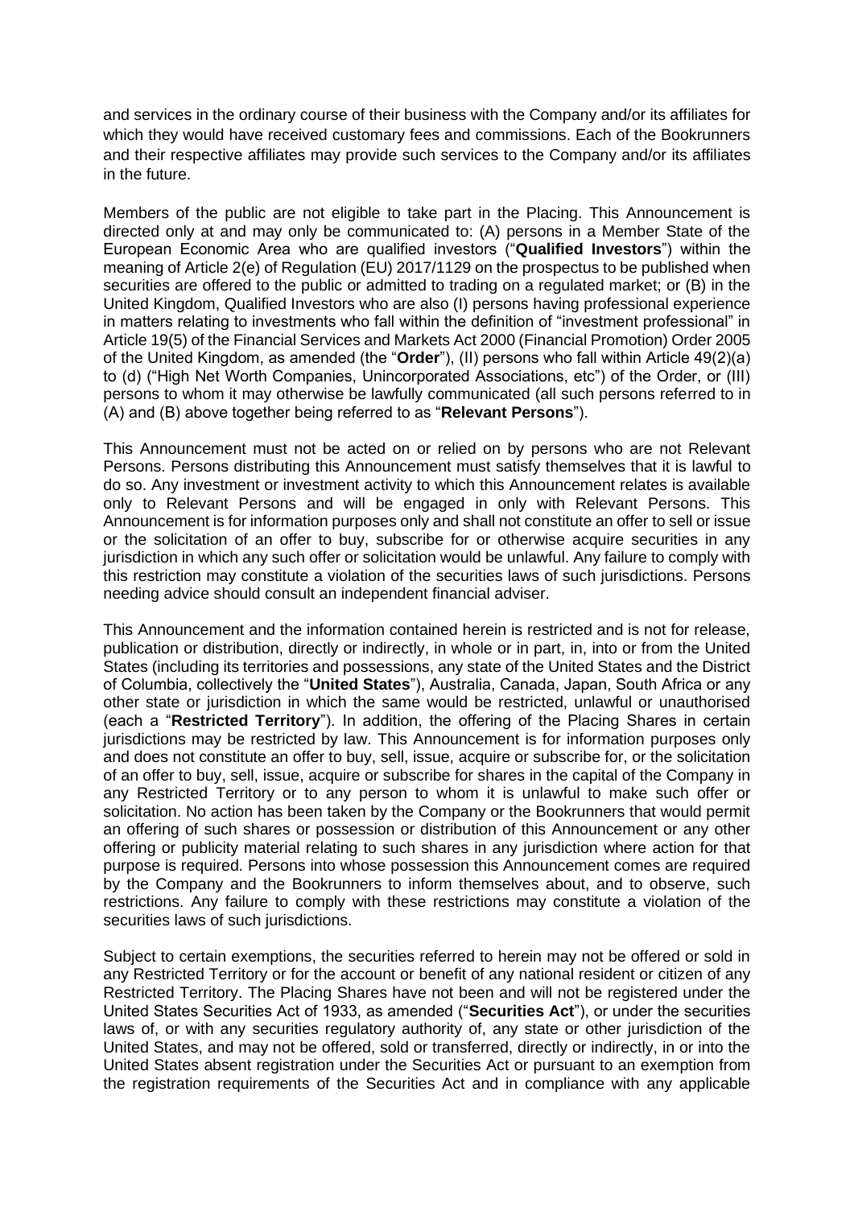and services in the ordinary course of their business with the Company and/or its affiliates for which they would have received customary fees and commissions. Each of the Bookrunners and their respective affiliates may provide such services to the Company and/or its affiliates in the future.

Members of the public are not eligible to take part in the Placing. This Announcement is directed only at and may only be communicated to: (A) persons in a Member State of the European Economic Area who are qualified investors ("**Qualified Investors**") within the meaning of Article 2(e) of Regulation (EU) 2017/1129 on the prospectus to be published when securities are offered to the public or admitted to trading on a regulated market; or (B) in the United Kingdom, Qualified Investors who are also (I) persons having professional experience in matters relating to investments who fall within the definition of "investment professional" in Article 19(5) of the Financial Services and Markets Act 2000 (Financial Promotion) Order 2005 of the United Kingdom, as amended (the "**Order**"), (II) persons who fall within Article 49(2)(a) to (d) ("High Net Worth Companies, Unincorporated Associations, etc") of the Order, or (III) persons to whom it may otherwise be lawfully communicated (all such persons referred to in (A) and (B) above together being referred to as "**Relevant Persons**").

This Announcement must not be acted on or relied on by persons who are not Relevant Persons. Persons distributing this Announcement must satisfy themselves that it is lawful to do so. Any investment or investment activity to which this Announcement relates is available only to Relevant Persons and will be engaged in only with Relevant Persons. This Announcement is for information purposes only and shall not constitute an offer to sell or issue or the solicitation of an offer to buy, subscribe for or otherwise acquire securities in any jurisdiction in which any such offer or solicitation would be unlawful. Any failure to comply with this restriction may constitute a violation of the securities laws of such jurisdictions. Persons needing advice should consult an independent financial adviser.

This Announcement and the information contained herein is restricted and is not for release, publication or distribution, directly or indirectly, in whole or in part, in, into or from the United States (including its territories and possessions, any state of the United States and the District of Columbia, collectively the "**United States**"), Australia, Canada, Japan, South Africa or any other state or jurisdiction in which the same would be restricted, unlawful or unauthorised (each a "**Restricted Territory**"). In addition, the offering of the Placing Shares in certain jurisdictions may be restricted by law. This Announcement is for information purposes only and does not constitute an offer to buy, sell, issue, acquire or subscribe for, or the solicitation of an offer to buy, sell, issue, acquire or subscribe for shares in the capital of the Company in any Restricted Territory or to any person to whom it is unlawful to make such offer or solicitation. No action has been taken by the Company or the Bookrunners that would permit an offering of such shares or possession or distribution of this Announcement or any other offering or publicity material relating to such shares in any jurisdiction where action for that purpose is required. Persons into whose possession this Announcement comes are required by the Company and the Bookrunners to inform themselves about, and to observe, such restrictions. Any failure to comply with these restrictions may constitute a violation of the securities laws of such jurisdictions.

Subject to certain exemptions, the securities referred to herein may not be offered or sold in any Restricted Territory or for the account or benefit of any national resident or citizen of any Restricted Territory. The Placing Shares have not been and will not be registered under the United States Securities Act of 1933, as amended ("**Securities Act**"), or under the securities laws of, or with any securities regulatory authority of, any state or other jurisdiction of the United States, and may not be offered, sold or transferred, directly or indirectly, in or into the United States absent registration under the Securities Act or pursuant to an exemption from the registration requirements of the Securities Act and in compliance with any applicable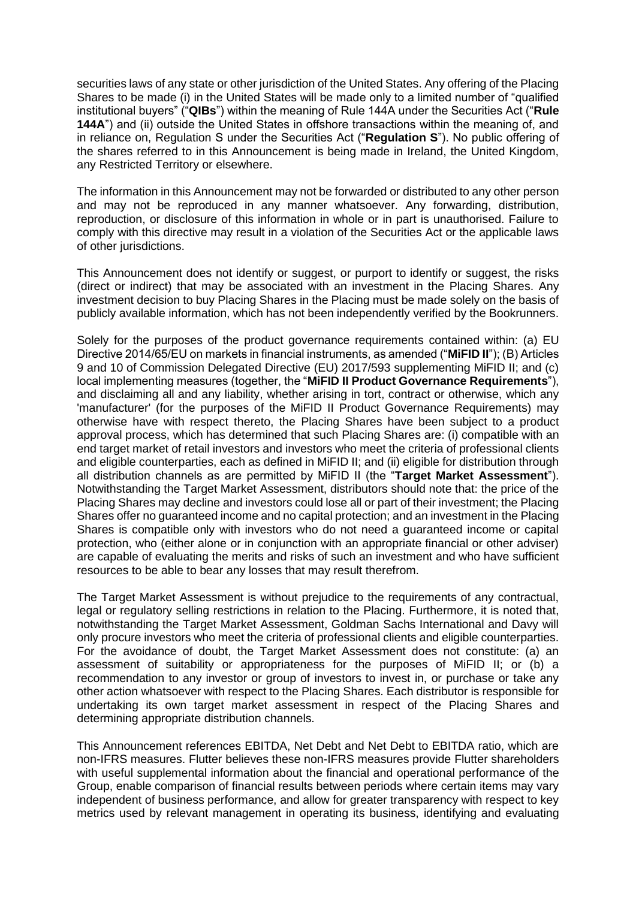securities laws of any state or other jurisdiction of the United States. Any offering of the Placing Shares to be made (i) in the United States will be made only to a limited number of "qualified institutional buyers" ("**QIBs**") within the meaning of Rule 144A under the Securities Act ("**Rule 144A**") and (ii) outside the United States in offshore transactions within the meaning of, and in reliance on, Regulation S under the Securities Act ("**Regulation S**"). No public offering of the shares referred to in this Announcement is being made in Ireland, the United Kingdom, any Restricted Territory or elsewhere.

The information in this Announcement may not be forwarded or distributed to any other person and may not be reproduced in any manner whatsoever. Any forwarding, distribution, reproduction, or disclosure of this information in whole or in part is unauthorised. Failure to comply with this directive may result in a violation of the Securities Act or the applicable laws of other jurisdictions.

This Announcement does not identify or suggest, or purport to identify or suggest, the risks (direct or indirect) that may be associated with an investment in the Placing Shares. Any investment decision to buy Placing Shares in the Placing must be made solely on the basis of publicly available information, which has not been independently verified by the Bookrunners.

Solely for the purposes of the product governance requirements contained within: (a) EU Directive 2014/65/EU on markets in financial instruments, as amended ("**MiFID II**"); (B) Articles 9 and 10 of Commission Delegated Directive (EU) 2017/593 supplementing MiFID II; and (c) local implementing measures (together, the "**MiFID II Product Governance Requirements**"), and disclaiming all and any liability, whether arising in tort, contract or otherwise, which any 'manufacturer' (for the purposes of the MiFID II Product Governance Requirements) may otherwise have with respect thereto, the Placing Shares have been subject to a product approval process, which has determined that such Placing Shares are: (i) compatible with an end target market of retail investors and investors who meet the criteria of professional clients and eligible counterparties, each as defined in MiFID II; and (ii) eligible for distribution through all distribution channels as are permitted by MiFID II (the "**Target Market Assessment**"). Notwithstanding the Target Market Assessment, distributors should note that: the price of the Placing Shares may decline and investors could lose all or part of their investment; the Placing Shares offer no guaranteed income and no capital protection; and an investment in the Placing Shares is compatible only with investors who do not need a guaranteed income or capital protection, who (either alone or in conjunction with an appropriate financial or other adviser) are capable of evaluating the merits and risks of such an investment and who have sufficient resources to be able to bear any losses that may result therefrom.

The Target Market Assessment is without prejudice to the requirements of any contractual, legal or regulatory selling restrictions in relation to the Placing. Furthermore, it is noted that, notwithstanding the Target Market Assessment, Goldman Sachs International and Davy will only procure investors who meet the criteria of professional clients and eligible counterparties. For the avoidance of doubt, the Target Market Assessment does not constitute: (a) an assessment of suitability or appropriateness for the purposes of MiFID II; or (b) a recommendation to any investor or group of investors to invest in, or purchase or take any other action whatsoever with respect to the Placing Shares. Each distributor is responsible for undertaking its own target market assessment in respect of the Placing Shares and determining appropriate distribution channels.

This Announcement references EBITDA, Net Debt and Net Debt to EBITDA ratio, which are non-IFRS measures. Flutter believes these non-IFRS measures provide Flutter shareholders with useful supplemental information about the financial and operational performance of the Group, enable comparison of financial results between periods where certain items may vary independent of business performance, and allow for greater transparency with respect to key metrics used by relevant management in operating its business, identifying and evaluating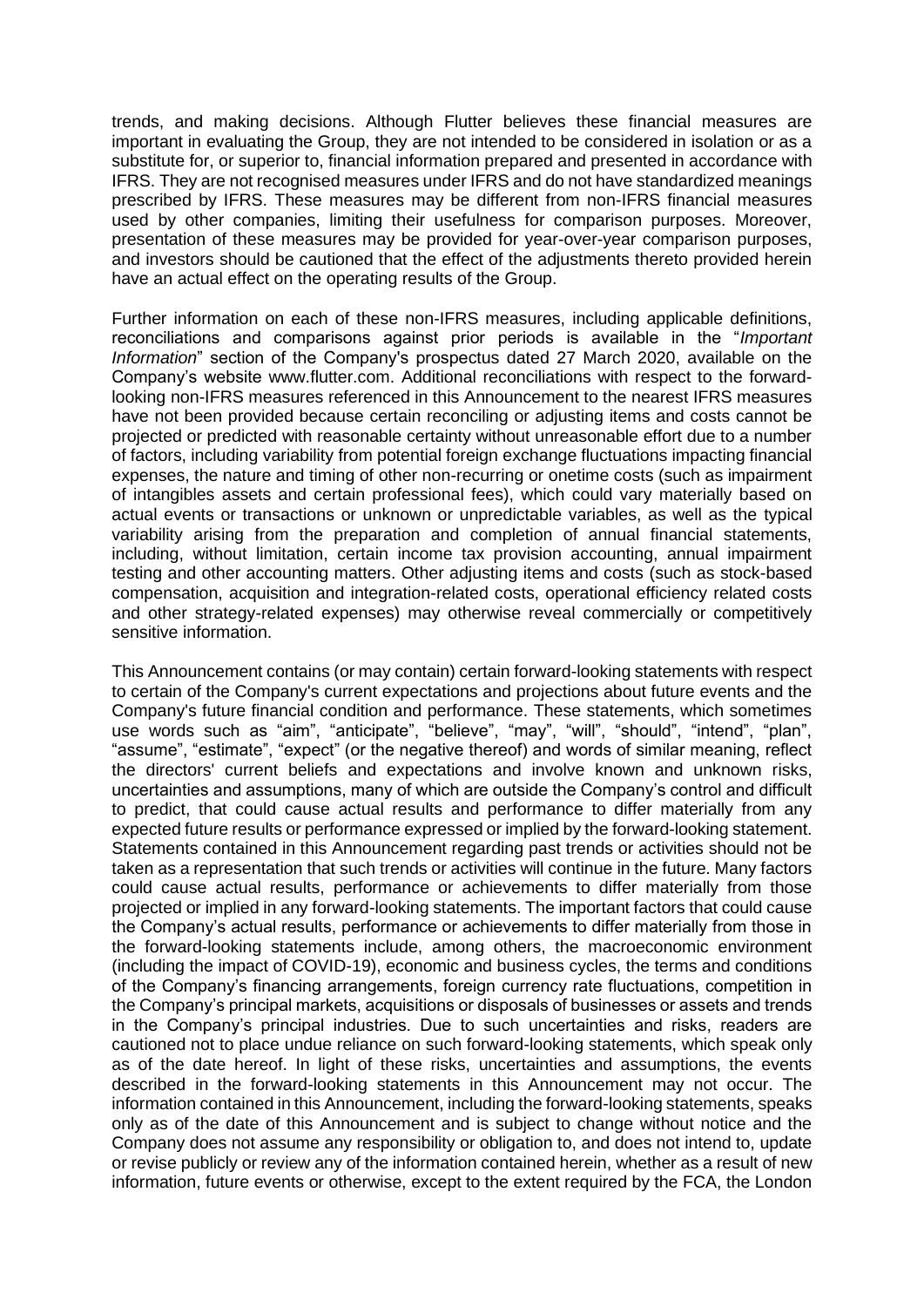trends, and making decisions. Although Flutter believes these financial measures are important in evaluating the Group, they are not intended to be considered in isolation or as a substitute for, or superior to, financial information prepared and presented in accordance with IFRS. They are not recognised measures under IFRS and do not have standardized meanings prescribed by IFRS. These measures may be different from non-IFRS financial measures used by other companies, limiting their usefulness for comparison purposes. Moreover, presentation of these measures may be provided for year-over-year comparison purposes, and investors should be cautioned that the effect of the adjustments thereto provided herein have an actual effect on the operating results of the Group.

Further information on each of these non-IFRS measures, including applicable definitions, reconciliations and comparisons against prior periods is available in the "*Important Information*" section of the Company's prospectus dated 27 March 2020, available on the Company's website www.flutter.com. Additional reconciliations with respect to the forward-looking non-IFRS measures referenced in this Announcement to the nearest IFRS measures have not been provided because certain reconciling or adjusting items and costs cannot be projected or predicted with reasonable certainty without unreasonable effort due to a number of factors, including variability from potential foreign exchange fluctuations impacting financial expenses, the nature and timing of other non-recurring or onetime costs (such as impairment of intangibles assets and certain professional fees), which could vary materially based on actual events or transactions or unknown or unpredictable variables, as well as the typical variability arising from the preparation and completion of annual financial statements, including, without limitation, certain income tax provision accounting, annual impairment testing and other accounting matters. Other adjusting items and costs (such as stock-based compensation, acquisition and integration-related costs, operational efficiency related costs and other strategy-related expenses) may otherwise reveal commercially or competitively sensitive information.

This Announcement contains (or may contain) certain forward-looking statements with respect to certain of the Company's current expectations and projections about future events and the Company's future financial condition and performance. These statements, which sometimes use words such as "aim", "anticipate", "believe", "may", "will", "should", "intend", "plan", "assume", "estimate", "expect" (or the negative thereof) and words of similar meaning, reflect the directors' current beliefs and expectations and involve known and unknown risks, uncertainties and assumptions, many of which are outside the Company's control and difficult to predict, that could cause actual results and performance to differ materially from any expected future results or performance expressed or implied by the forward-looking statement. Statements contained in this Announcement regarding past trends or activities should not be taken as a representation that such trends or activities will continue in the future. Many factors could cause actual results, performance or achievements to differ materially from those projected or implied in any forward-looking statements. The important factors that could cause the Company's actual results, performance or achievements to differ materially from those in the forward-looking statements include, among others, the macroeconomic environment (including the impact of COVID-19), economic and business cycles, the terms and conditions of the Company's financing arrangements, foreign currency rate fluctuations, competition in the Company's principal markets, acquisitions or disposals of businesses or assets and trends in the Company's principal industries. Due to such uncertainties and risks, readers are cautioned not to place undue reliance on such forward-looking statements, which speak only as of the date hereof. In light of these risks, uncertainties and assumptions, the events described in the forward-looking statements in this Announcement may not occur. The information contained in this Announcement, including the forward-looking statements, speaks only as of the date of this Announcement and is subject to change without notice and the Company does not assume any responsibility or obligation to, and does not intend to, update or revise publicly or review any of the information contained herein, whether as a result of new information, future events or otherwise, except to the extent required by the FCA, the London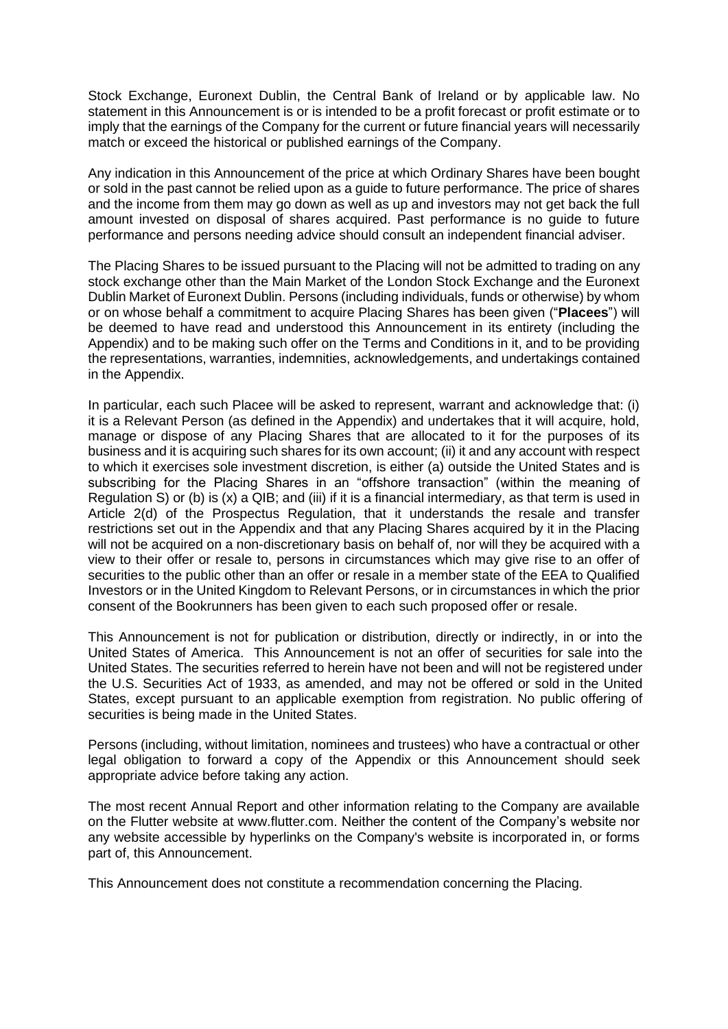Stock Exchange, Euronext Dublin, the Central Bank of Ireland or by applicable law. No statement in this Announcement is or is intended to be a profit forecast or profit estimate or to imply that the earnings of the Company for the current or future financial years will necessarily match or exceed the historical or published earnings of the Company.

Any indication in this Announcement of the price at which Ordinary Shares have been bought or sold in the past cannot be relied upon as a guide to future performance. The price of shares and the income from them may go down as well as up and investors may not get back the full amount invested on disposal of shares acquired. Past performance is no guide to future performance and persons needing advice should consult an independent financial adviser.

The Placing Shares to be issued pursuant to the Placing will not be admitted to trading on any stock exchange other than the Main Market of the London Stock Exchange and the Euronext Dublin Market of Euronext Dublin. Persons (including individuals, funds or otherwise) by whom or on whose behalf a commitment to acquire Placing Shares has been given ("**Placees**") will be deemed to have read and understood this Announcement in its entirety (including the Appendix) and to be making such offer on the Terms and Conditions in it, and to be providing the representations, warranties, indemnities, acknowledgements, and undertakings contained in the Appendix.

In particular, each such Placee will be asked to represent, warrant and acknowledge that: (i) it is a Relevant Person (as defined in the Appendix) and undertakes that it will acquire, hold, manage or dispose of any Placing Shares that are allocated to it for the purposes of its business and it is acquiring such shares for its own account; (ii) it and any account with respect to which it exercises sole investment discretion, is either (a) outside the United States and is subscribing for the Placing Shares in an "offshore transaction" (within the meaning of Regulation S) or (b) is (x) a QIB; and (iii) if it is a financial intermediary, as that term is used in Article 2(d) of the Prospectus Regulation, that it understands the resale and transfer restrictions set out in the Appendix and that any Placing Shares acquired by it in the Placing will not be acquired on a non-discretionary basis on behalf of, nor will they be acquired with a view to their offer or resale to, persons in circumstances which may give rise to an offer of securities to the public other than an offer or resale in a member state of the EEA to Qualified Investors or in the United Kingdom to Relevant Persons, or in circumstances in which the prior consent of the Bookrunners has been given to each such proposed offer or resale.

This Announcement is not for publication or distribution, directly or indirectly, in or into the United States of America. This Announcement is not an offer of securities for sale into the United States. The securities referred to herein have not been and will not be registered under the U.S. Securities Act of 1933, as amended, and may not be offered or sold in the United States, except pursuant to an applicable exemption from registration. No public offering of securities is being made in the United States.

Persons (including, without limitation, nominees and trustees) who have a contractual or other legal obligation to forward a copy of the Appendix or this Announcement should seek appropriate advice before taking any action.

The most recent Annual Report and other information relating to the Company are available on the Flutter website at www.flutter.com. Neither the content of the Company's website nor any website accessible by hyperlinks on the Company's website is incorporated in, or forms part of, this Announcement.

This Announcement does not constitute a recommendation concerning the Placing.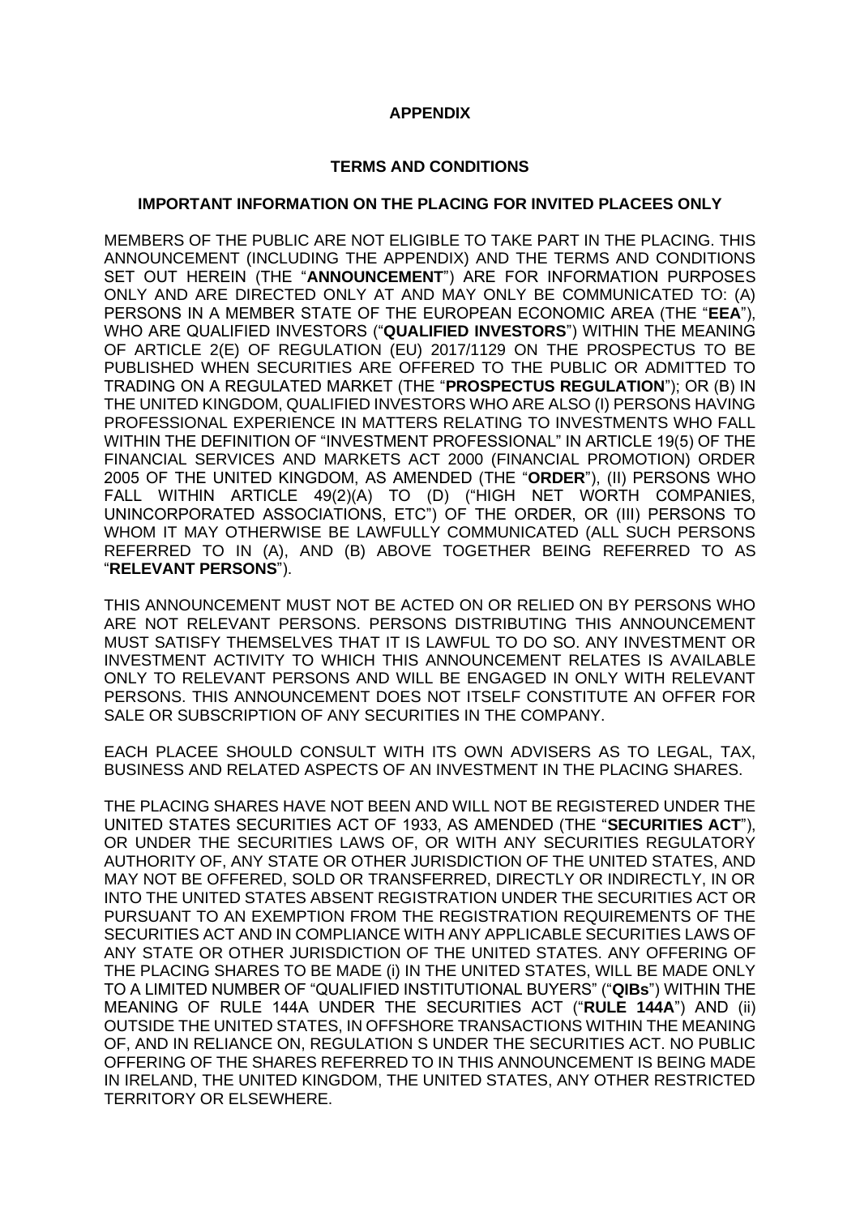**APPENDIX**

**TERMS AND CONDITIONS**

**IMPORTANT INFORMATION ON THE PLACING FOR INVITED PLACEES ONLY**

MEMBERS OF THE PUBLIC ARE NOT ELIGIBLE TO TAKE PART IN THE PLACING. THIS ANNOUNCEMENT (INCLUDING THE APPENDIX) AND THE TERMS AND CONDITIONS SET OUT HEREIN (THE "**ANNOUNCEMENT**") ARE FOR INFORMATION PURPOSES ONLY AND ARE DIRECTED ONLY AT AND MAY ONLY BE COMMUNICATED TO: (A) PERSONS IN A MEMBER STATE OF THE EUROPEAN ECONOMIC AREA (THE "**EEA**"), WHO ARE QUALIFIED INVESTORS ("**QUALIFIED INVESTORS**") WITHIN THE MEANING OF ARTICLE 2(E) OF REGULATION (EU) 2017/1129 ON THE PROSPECTUS TO BE PUBLISHED WHEN SECURITIES ARE OFFERED TO THE PUBLIC OR ADMITTED TO TRADING ON A REGULATED MARKET (THE "**PROSPECTUS REGULATION**"); OR (B) IN THE UNITED KINGDOM, QUALIFIED INVESTORS WHO ARE ALSO (I) PERSONS HAVING PROFESSIONAL EXPERIENCE IN MATTERS RELATING TO INVESTMENTS WHO FALL WITHIN THE DEFINITION OF "INVESTMENT PROFESSIONAL" IN ARTICLE 19(5) OF THE FINANCIAL SERVICES AND MARKETS ACT 2000 (FINANCIAL PROMOTION) ORDER 2005 OF THE UNITED KINGDOM, AS AMENDED (THE "**ORDER**"), (II) PERSONS WHO FALL WITHIN ARTICLE 49(2)(A) TO (D) ("HIGH NET WORTH COMPANIES, UNINCORPORATED ASSOCIATIONS, ETC") OF THE ORDER, OR (III) PERSONS TO WHOM IT MAY OTHERWISE BE LAWFULLY COMMUNICATED (ALL SUCH PERSONS REFERRED TO IN (A), AND (B) ABOVE TOGETHER BEING REFERRED TO AS "**RELEVANT PERSONS**").

THIS ANNOUNCEMENT MUST NOT BE ACTED ON OR RELIED ON BY PERSONS WHO ARE NOT RELEVANT PERSONS. PERSONS DISTRIBUTING THIS ANNOUNCEMENT MUST SATISFY THEMSELVES THAT IT IS LAWFUL TO DO SO. ANY INVESTMENT OR INVESTMENT ACTIVITY TO WHICH THIS ANNOUNCEMENT RELATES IS AVAILABLE ONLY TO RELEVANT PERSONS AND WILL BE ENGAGED IN ONLY WITH RELEVANT PERSONS. THIS ANNOUNCEMENT DOES NOT ITSELF CONSTITUTE AN OFFER FOR SALE OR SUBSCRIPTION OF ANY SECURITIES IN THE COMPANY.

EACH PLACEE SHOULD CONSULT WITH ITS OWN ADVISERS AS TO LEGAL, TAX, BUSINESS AND RELATED ASPECTS OF AN INVESTMENT IN THE PLACING SHARES.

THE PLACING SHARES HAVE NOT BEEN AND WILL NOT BE REGISTERED UNDER THE UNITED STATES SECURITIES ACT OF 1933, AS AMENDED (THE "**SECURITIES ACT**"), OR UNDER THE SECURITIES LAWS OF, OR WITH ANY SECURITIES REGULATORY AUTHORITY OF, ANY STATE OR OTHER JURISDICTION OF THE UNITED STATES, AND MAY NOT BE OFFERED, SOLD OR TRANSFERRED, DIRECTLY OR INDIRECTLY, IN OR INTO THE UNITED STATES ABSENT REGISTRATION UNDER THE SECURITIES ACT OR PURSUANT TO AN EXEMPTION FROM THE REGISTRATION REQUIREMENTS OF THE SECURITIES ACT AND IN COMPLIANCE WITH ANY APPLICABLE SECURITIES LAWS OF ANY STATE OR OTHER JURISDICTION OF THE UNITED STATES. ANY OFFERING OF THE PLACING SHARES TO BE MADE (i) IN THE UNITED STATES, WILL BE MADE ONLY TO A LIMITED NUMBER OF "QUALIFIED INSTITUTIONAL BUYERS" ("**QIBs**") WITHIN THE MEANING OF RULE 144A UNDER THE SECURITIES ACT ("**RULE 144A**") AND (ii) OUTSIDE THE UNITED STATES, IN OFFSHORE TRANSACTIONS WITHIN THE MEANING OF, AND IN RELIANCE ON, REGULATION S UNDER THE SECURITIES ACT. NO PUBLIC OFFERING OF THE SHARES REFERRED TO IN THIS ANNOUNCEMENT IS BEING MADE IN IRELAND, THE UNITED KINGDOM, THE UNITED STATES, ANY OTHER RESTRICTED TERRITORY OR ELSEWHERE.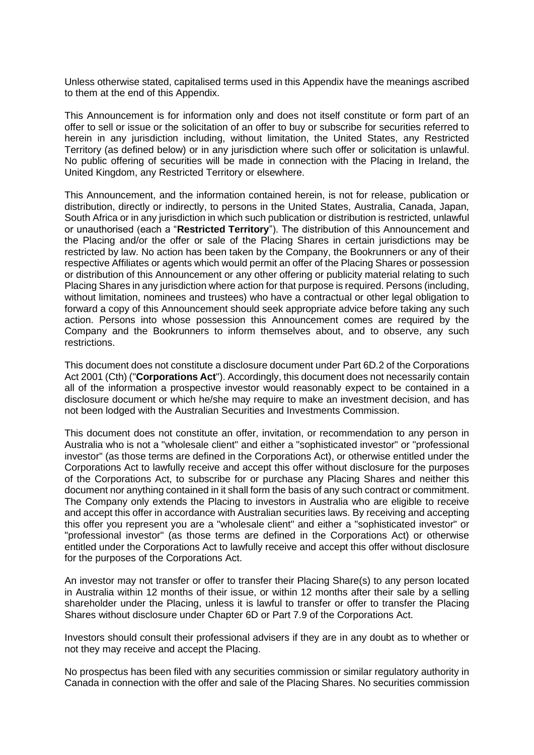Unless otherwise stated, capitalised terms used in this Appendix have the meanings ascribed to them at the end of this Appendix.

This Announcement is for information only and does not itself constitute or form part of an offer to sell or issue or the solicitation of an offer to buy or subscribe for securities referred to herein in any jurisdiction including, without limitation, the United States, any Restricted Territory (as defined below) or in any jurisdiction where such offer or solicitation is unlawful. No public offering of securities will be made in connection with the Placing in Ireland, the United Kingdom, any Restricted Territory or elsewhere.

This Announcement, and the information contained herein, is not for release, publication or distribution, directly or indirectly, to persons in the United States, Australia, Canada, Japan, South Africa or in any jurisdiction in which such publication or distribution is restricted, unlawful or unauthorised (each a "**Restricted Territory**"). The distribution of this Announcement and the Placing and/or the offer or sale of the Placing Shares in certain jurisdictions may be restricted by law. No action has been taken by the Company, the Bookrunners or any of their respective Affiliates or agents which would permit an offer of the Placing Shares or possession or distribution of this Announcement or any other offering or publicity material relating to such Placing Shares in any jurisdiction where action for that purpose is required. Persons (including, without limitation, nominees and trustees) who have a contractual or other legal obligation to forward a copy of this Announcement should seek appropriate advice before taking any such action. Persons into whose possession this Announcement comes are required by the Company and the Bookrunners to inform themselves about, and to observe, any such restrictions.

This document does not constitute a disclosure document under Part 6D.2 of the Corporations Act 2001 (Cth) ("**Corporations Act**"). Accordingly, this document does not necessarily contain all of the information a prospective investor would reasonably expect to be contained in a disclosure document or which he/she may require to make an investment decision, and has not been lodged with the Australian Securities and Investments Commission.

This document does not constitute an offer, invitation, or recommendation to any person in Australia who is not a "wholesale client" and either a "sophisticated investor" or "professional investor" (as those terms are defined in the Corporations Act), or otherwise entitled under the Corporations Act to lawfully receive and accept this offer without disclosure for the purposes of the Corporations Act, to subscribe for or purchase any Placing Shares and neither this document nor anything contained in it shall form the basis of any such contract or commitment. The Company only extends the Placing to investors in Australia who are eligible to receive and accept this offer in accordance with Australian securities laws. By receiving and accepting this offer you represent you are a "wholesale client" and either a "sophisticated investor" or "professional investor" (as those terms are defined in the Corporations Act) or otherwise entitled under the Corporations Act to lawfully receive and accept this offer without disclosure for the purposes of the Corporations Act.

An investor may not transfer or offer to transfer their Placing Share(s) to any person located in Australia within 12 months of their issue, or within 12 months after their sale by a selling shareholder under the Placing, unless it is lawful to transfer or offer to transfer the Placing Shares without disclosure under Chapter 6D or Part 7.9 of the Corporations Act.

Investors should consult their professional advisers if they are in any doubt as to whether or not they may receive and accept the Placing.

No prospectus has been filed with any securities commission or similar regulatory authority in Canada in connection with the offer and sale of the Placing Shares. No securities commission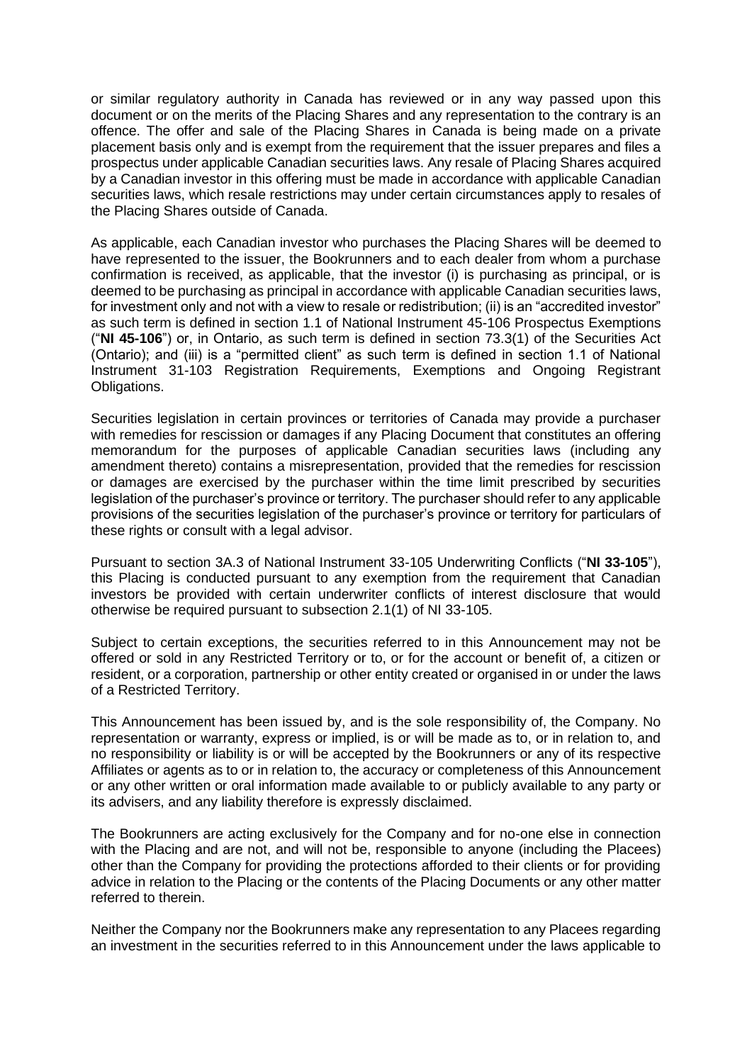or similar regulatory authority in Canada has reviewed or in any way passed upon this document or on the merits of the Placing Shares and any representation to the contrary is an offence. The offer and sale of the Placing Shares in Canada is being made on a private placement basis only and is exempt from the requirement that the issuer prepares and files a prospectus under applicable Canadian securities laws. Any resale of Placing Shares acquired by a Canadian investor in this offering must be made in accordance with applicable Canadian securities laws, which resale restrictions may under certain circumstances apply to resales of the Placing Shares outside of Canada.

As applicable, each Canadian investor who purchases the Placing Shares will be deemed to have represented to the issuer, the Bookrunners and to each dealer from whom a purchase confirmation is received, as applicable, that the investor (i) is purchasing as principal, or is deemed to be purchasing as principal in accordance with applicable Canadian securities laws, for investment only and not with a view to resale or redistribution; (ii) is an "accredited investor" as such term is defined in section 1.1 of National Instrument 45-106 Prospectus Exemptions ("**NI 45-106**") or, in Ontario, as such term is defined in section 73.3(1) of the Securities Act (Ontario); and (iii) is a "permitted client" as such term is defined in section 1.1 of National Instrument 31-103 Registration Requirements, Exemptions and Ongoing Registrant Obligations.

Securities legislation in certain provinces or territories of Canada may provide a purchaser with remedies for rescission or damages if any Placing Document that constitutes an offering memorandum for the purposes of applicable Canadian securities laws (including any amendment thereto) contains a misrepresentation, provided that the remedies for rescission or damages are exercised by the purchaser within the time limit prescribed by securities legislation of the purchaser's province or territory. The purchaser should refer to any applicable provisions of the securities legislation of the purchaser's province or territory for particulars of these rights or consult with a legal advisor.

Pursuant to section 3A.3 of National Instrument 33-105 Underwriting Conflicts ("**NI 33-105**"), this Placing is conducted pursuant to any exemption from the requirement that Canadian investors be provided with certain underwriter conflicts of interest disclosure that would otherwise be required pursuant to subsection 2.1(1) of NI 33-105.

Subject to certain exceptions, the securities referred to in this Announcement may not be offered or sold in any Restricted Territory or to, or for the account or benefit of, a citizen or resident, or a corporation, partnership or other entity created or organised in or under the laws of a Restricted Territory.

This Announcement has been issued by, and is the sole responsibility of, the Company. No representation or warranty, express or implied, is or will be made as to, or in relation to, and no responsibility or liability is or will be accepted by the Bookrunners or any of its respective Affiliates or agents as to or in relation to, the accuracy or completeness of this Announcement or any other written or oral information made available to or publicly available to any party or its advisers, and any liability therefore is expressly disclaimed.

The Bookrunners are acting exclusively for the Company and for no-one else in connection with the Placing and are not, and will not be, responsible to anyone (including the Placees) other than the Company for providing the protections afforded to their clients or for providing advice in relation to the Placing or the contents of the Placing Documents or any other matter referred to therein.

Neither the Company nor the Bookrunners make any representation to any Placees regarding an investment in the securities referred to in this Announcement under the laws applicable to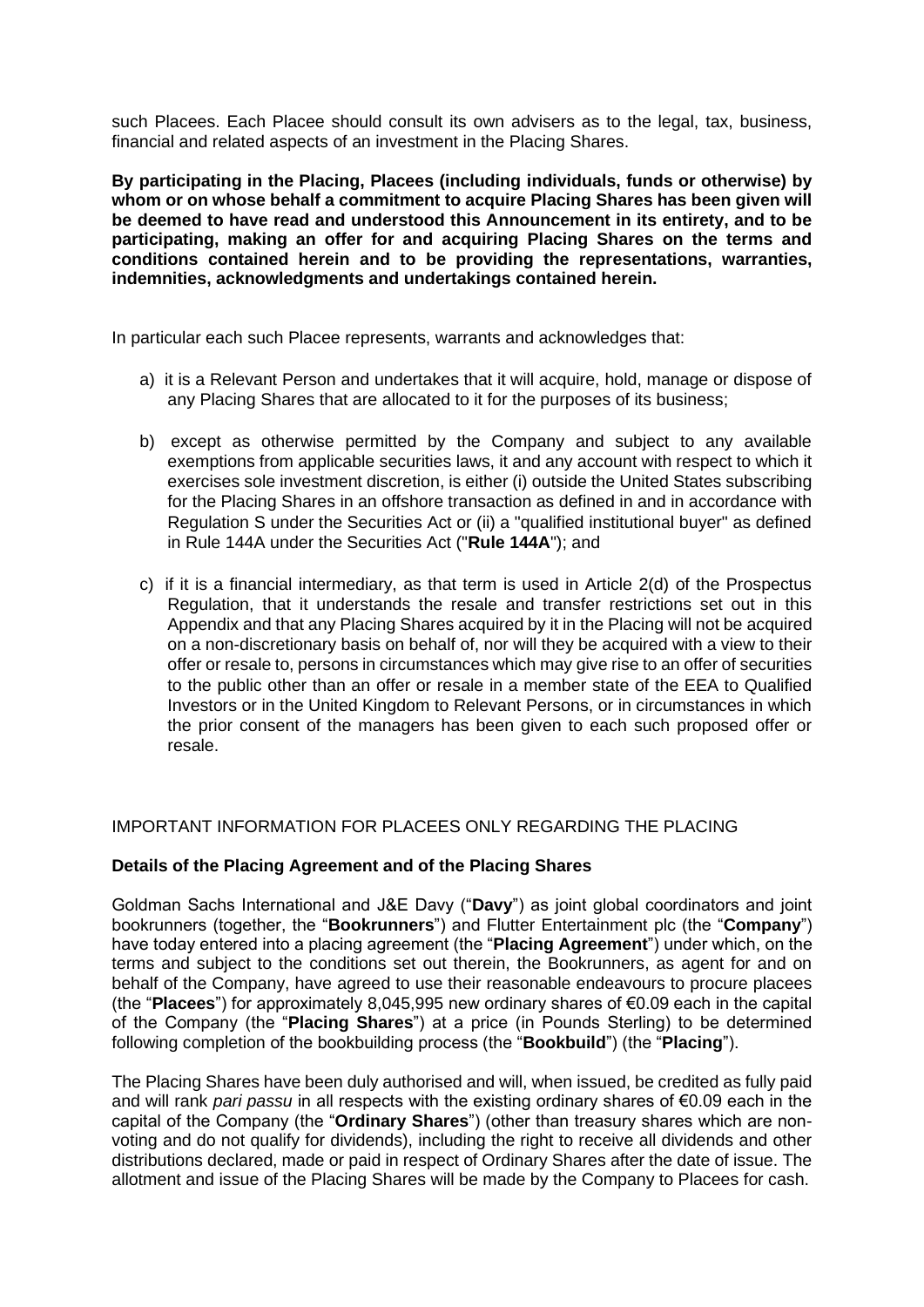such Placees. Each Placee should consult its own advisers as to the legal, tax, business, financial and related aspects of an investment in the Placing Shares.

**By participating in the Placing, Placees (including individuals, funds or otherwise) by whom or on whose behalf a commitment to acquire Placing Shares has been given will be deemed to have read and understood this Announcement in its entirety, and to be participating, making an offer for and acquiring Placing Shares on the terms and conditions contained herein and to be providing the representations, warranties, indemnities, acknowledgments and undertakings contained herein.**

In particular each such Placee represents, warrants and acknowledges that:

a) it is a Relevant Person and undertakes that it will acquire, hold, manage or dispose of any Placing Shares that are allocated to it for the purposes of its business;

b) except as otherwise permitted by the Company and subject to any available exemptions from applicable securities laws, it and any account with respect to which it exercises sole investment discretion, is either (i) outside the United States subscribing for the Placing Shares in an offshore transaction as defined in and in accordance with Regulation S under the Securities Act or (ii) a "qualified institutional buyer" as defined in Rule 144A under the Securities Act ("**Rule 144A**"); and

c) if it is a financial intermediary, as that term is used in Article 2(d) of the Prospectus Regulation, that it understands the resale and transfer restrictions set out in this Appendix and that any Placing Shares acquired by it in the Placing will not be acquired on a non-discretionary basis on behalf of, nor will they be acquired with a view to their offer or resale to, persons in circumstances which may give rise to an offer of securities to the public other than an offer or resale in a member state of the EEA to Qualified Investors or in the United Kingdom to Relevant Persons, or in circumstances in which the prior consent of the managers has been given to each such proposed offer or resale.

IMPORTANT INFORMATION FOR PLACEES ONLY REGARDING THE PLACING

**Details of the Placing Agreement and of the Placing Shares**

Goldman Sachs International and J&E Davy ("**Davy**") as joint global coordinators and joint bookrunners (together, the "**Bookrunners**") and Flutter Entertainment plc (the "**Company**") have today entered into a placing agreement (the "**Placing Agreement**") under which, on the terms and subject to the conditions set out therein, the Bookrunners, as agent for and on behalf of the Company, have agreed to use their reasonable endeavours to procure placees (the "**Placees**") for approximately 8,045,995 new ordinary shares of €0.09 each in the capital of the Company (the "**Placing Shares**") at a price (in Pounds Sterling) to be determined following completion of the bookbuilding process (the "**Bookbuild**") (the "**Placing**").

The Placing Shares have been duly authorised and will, when issued, be credited as fully paid and will rank *pari passu* in all respects with the existing ordinary shares of €0.09 each in the capital of the Company (the "**Ordinary Shares**") (other than treasury shares which are non-voting and do not qualify for dividends), including the right to receive all dividends and other distributions declared, made or paid in respect of Ordinary Shares after the date of issue. The allotment and issue of the Placing Shares will be made by the Company to Placees for cash.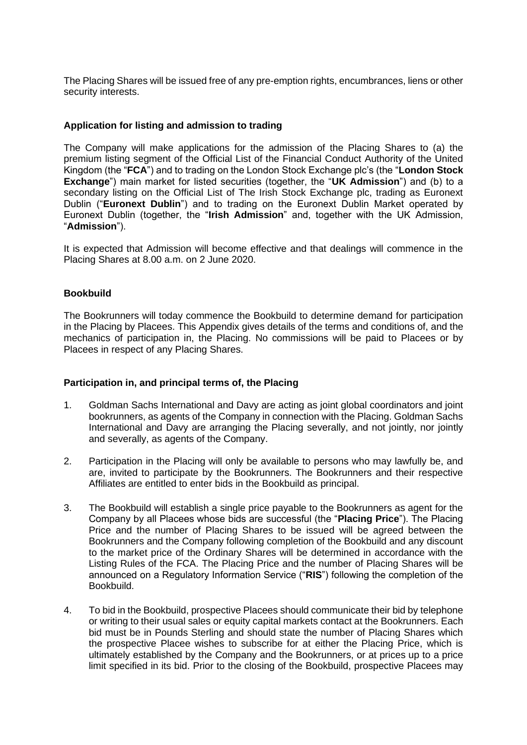The Placing Shares will be issued free of any pre-emption rights, encumbrances, liens or other security interests.

**Application for listing and admission to trading**

The Company will make applications for the admission of the Placing Shares to (a) the premium listing segment of the Official List of the Financial Conduct Authority of the United Kingdom (the "**FCA**") and to trading on the London Stock Exchange plc's (the "**London Stock Exchange**") main market for listed securities (together, the "**UK Admission**") and (b) to a secondary listing on the Official List of The Irish Stock Exchange plc, trading as Euronext Dublin ("**Euronext Dublin**") and to trading on the Euronext Dublin Market operated by Euronext Dublin (together, the "**Irish Admission**" and, together with the UK Admission, "**Admission**").

It is expected that Admission will become effective and that dealings will commence in the Placing Shares at 8.00 a.m. on 2 June 2020.

**Bookbuild**

The Bookrunners will today commence the Bookbuild to determine demand for participation in the Placing by Placees. This Appendix gives details of the terms and conditions of, and the mechanics of participation in, the Placing. No commissions will be paid to Placees or by Placees in respect of any Placing Shares.

**Participation in, and principal terms of, the Placing**

1. Goldman Sachs International and Davy are acting as joint global coordinators and joint bookrunners, as agents of the Company in connection with the Placing. Goldman Sachs International and Davy are arranging the Placing severally, and not jointly, nor jointly and severally, as agents of the Company.

2. Participation in the Placing will only be available to persons who may lawfully be, and are, invited to participate by the Bookrunners. The Bookrunners and their respective Affiliates are entitled to enter bids in the Bookbuild as principal.

3. The Bookbuild will establish a single price payable to the Bookrunners as agent for the Company by all Placees whose bids are successful (the "**Placing Price**"). The Placing Price and the number of Placing Shares to be issued will be agreed between the Bookrunners and the Company following completion of the Bookbuild and any discount to the market price of the Ordinary Shares will be determined in accordance with the Listing Rules of the FCA. The Placing Price and the number of Placing Shares will be announced on a Regulatory Information Service ("**RIS**") following the completion of the Bookbuild.

4. To bid in the Bookbuild, prospective Placees should communicate their bid by telephone or writing to their usual sales or equity capital markets contact at the Bookrunners. Each bid must be in Pounds Sterling and should state the number of Placing Shares which the prospective Placee wishes to subscribe for at either the Placing Price, which is ultimately established by the Company and the Bookrunners, or at prices up to a price limit specified in its bid. Prior to the closing of the Bookbuild, prospective Placees may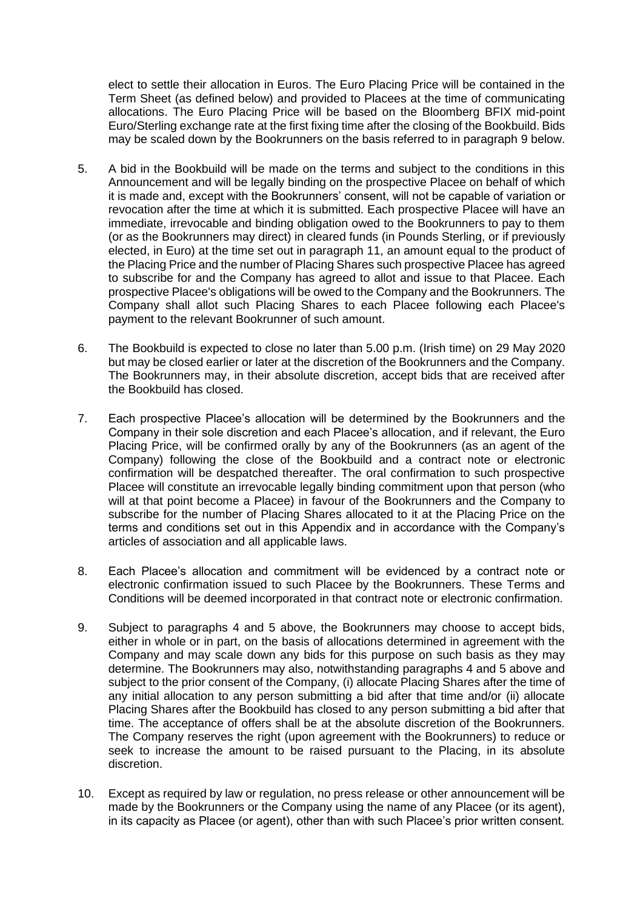elect to settle their allocation in Euros. The Euro Placing Price will be contained in the Term Sheet (as defined below) and provided to Placees at the time of communicating allocations. The Euro Placing Price will be based on the Bloomberg BFIX mid-point Euro/Sterling exchange rate at the first fixing time after the closing of the Bookbuild. Bids may be scaled down by the Bookrunners on the basis referred to in paragraph 9 below.

5. A bid in the Bookbuild will be made on the terms and subject to the conditions in this Announcement and will be legally binding on the prospective Placee on behalf of which it is made and, except with the Bookrunners' consent, will not be capable of variation or revocation after the time at which it is submitted. Each prospective Placee will have an immediate, irrevocable and binding obligation owed to the Bookrunners to pay to them (or as the Bookrunners may direct) in cleared funds (in Pounds Sterling, or if previously elected, in Euro) at the time set out in paragraph 11, an amount equal to the product of the Placing Price and the number of Placing Shares such prospective Placee has agreed to subscribe for and the Company has agreed to allot and issue to that Placee. Each prospective Placee's obligations will be owed to the Company and the Bookrunners. The Company shall allot such Placing Shares to each Placee following each Placee's payment to the relevant Bookrunner of such amount.

6. The Bookbuild is expected to close no later than 5.00 p.m. (Irish time) on 29 May 2020 but may be closed earlier or later at the discretion of the Bookrunners and the Company. The Bookrunners may, in their absolute discretion, accept bids that are received after the Bookbuild has closed.

7. Each prospective Placee's allocation will be determined by the Bookrunners and the Company in their sole discretion and each Placee's allocation, and if relevant, the Euro Placing Price, will be confirmed orally by any of the Bookrunners (as an agent of the Company) following the close of the Bookbuild and a contract note or electronic confirmation will be despatched thereafter. The oral confirmation to such prospective Placee will constitute an irrevocable legally binding commitment upon that person (who will at that point become a Placee) in favour of the Bookrunners and the Company to subscribe for the number of Placing Shares allocated to it at the Placing Price on the terms and conditions set out in this Appendix and in accordance with the Company's articles of association and all applicable laws.

8. Each Placee's allocation and commitment will be evidenced by a contract note or electronic confirmation issued to such Placee by the Bookrunners. These Terms and Conditions will be deemed incorporated in that contract note or electronic confirmation.

9. Subject to paragraphs 4 and 5 above, the Bookrunners may choose to accept bids, either in whole or in part, on the basis of allocations determined in agreement with the Company and may scale down any bids for this purpose on such basis as they may determine. The Bookrunners may also, notwithstanding paragraphs 4 and 5 above and subject to the prior consent of the Company, (i) allocate Placing Shares after the time of any initial allocation to any person submitting a bid after that time and/or (ii) allocate Placing Shares after the Bookbuild has closed to any person submitting a bid after that time. The acceptance of offers shall be at the absolute discretion of the Bookrunners. The Company reserves the right (upon agreement with the Bookrunners) to reduce or seek to increase the amount to be raised pursuant to the Placing, in its absolute discretion.

10. Except as required by law or regulation, no press release or other announcement will be made by the Bookrunners or the Company using the name of any Placee (or its agent), in its capacity as Placee (or agent), other than with such Placee's prior written consent.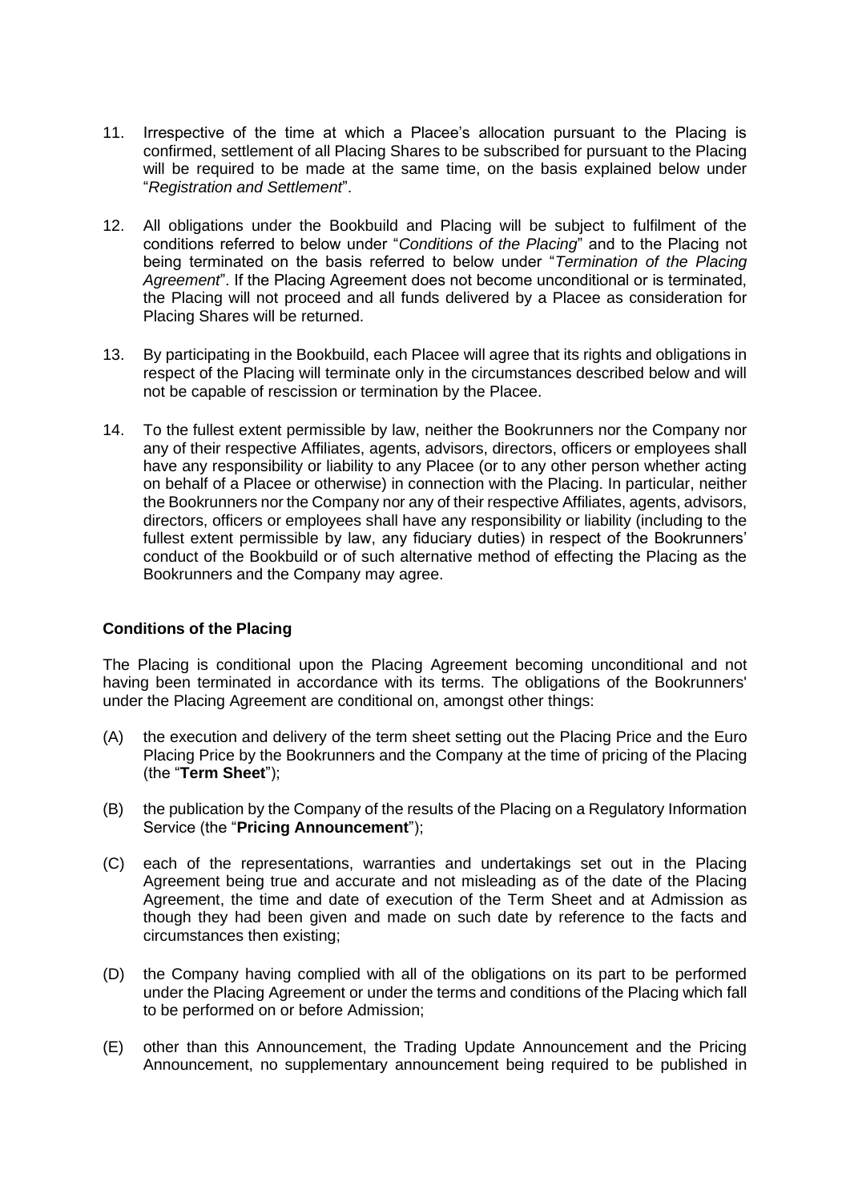11. Irrespective of the time at which a Placee's allocation pursuant to the Placing is confirmed, settlement of all Placing Shares to be subscribed for pursuant to the Placing will be required to be made at the same time, on the basis explained below under "*Registration and Settlement*".

12. All obligations under the Bookbuild and Placing will be subject to fulfilment of the conditions referred to below under "*Conditions of the Placing*" and to the Placing not being terminated on the basis referred to below under "*Termination of the Placing Agreement*". If the Placing Agreement does not become unconditional or is terminated, the Placing will not proceed and all funds delivered by a Placee as consideration for Placing Shares will be returned.

13. By participating in the Bookbuild, each Placee will agree that its rights and obligations in respect of the Placing will terminate only in the circumstances described below and will not be capable of rescission or termination by the Placee.

14. To the fullest extent permissible by law, neither the Bookrunners nor the Company nor any of their respective Affiliates, agents, advisors, directors, officers or employees shall have any responsibility or liability to any Placee (or to any other person whether acting on behalf of a Placee or otherwise) in connection with the Placing. In particular, neither the Bookrunners nor the Company nor any of their respective Affiliates, agents, advisors, directors, officers or employees shall have any responsibility or liability (including to the fullest extent permissible by law, any fiduciary duties) in respect of the Bookrunners' conduct of the Bookbuild or of such alternative method of effecting the Placing as the Bookrunners and the Company may agree.

**Conditions of the Placing**

The Placing is conditional upon the Placing Agreement becoming unconditional and not having been terminated in accordance with its terms. The obligations of the Bookrunners' under the Placing Agreement are conditional on, amongst other things:

(A) the execution and delivery of the term sheet setting out the Placing Price and the Euro Placing Price by the Bookrunners and the Company at the time of pricing of the Placing (the "**Term Sheet**");

(B) the publication by the Company of the results of the Placing on a Regulatory Information Service (the "**Pricing Announcement**");

(C) each of the representations, warranties and undertakings set out in the Placing Agreement being true and accurate and not misleading as of the date of the Placing Agreement, the time and date of execution of the Term Sheet and at Admission as though they had been given and made on such date by reference to the facts and circumstances then existing;

(D) the Company having complied with all of the obligations on its part to be performed under the Placing Agreement or under the terms and conditions of the Placing which fall to be performed on or before Admission;

(E) other than this Announcement, the Trading Update Announcement and the Pricing Announcement, no supplementary announcement being required to be published in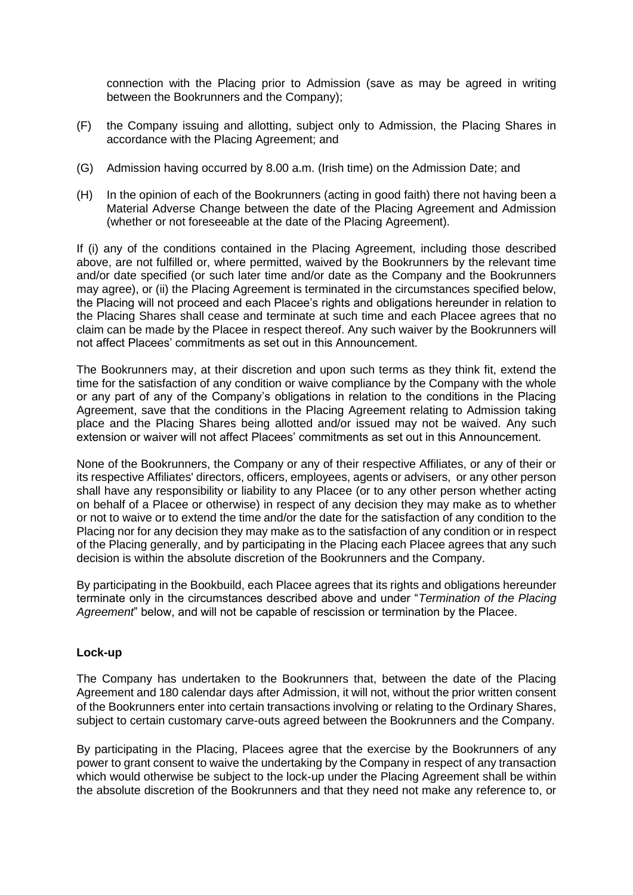connection with the Placing prior to Admission (save as may be agreed in writing between the Bookrunners and the Company);

(F) the Company issuing and allotting, subject only to Admission, the Placing Shares in accordance with the Placing Agreement; and

(G) Admission having occurred by 8.00 a.m. (Irish time) on the Admission Date; and

(H) In the opinion of each of the Bookrunners (acting in good faith) there not having been a Material Adverse Change between the date of the Placing Agreement and Admission (whether or not foreseeable at the date of the Placing Agreement).

If (i) any of the conditions contained in the Placing Agreement, including those described above, are not fulfilled or, where permitted, waived by the Bookrunners by the relevant time and/or date specified (or such later time and/or date as the Company and the Bookrunners may agree), or (ii) the Placing Agreement is terminated in the circumstances specified below, the Placing will not proceed and each Placee's rights and obligations hereunder in relation to the Placing Shares shall cease and terminate at such time and each Placee agrees that no claim can be made by the Placee in respect thereof. Any such waiver by the Bookrunners will not affect Placees' commitments as set out in this Announcement.

The Bookrunners may, at their discretion and upon such terms as they think fit, extend the time for the satisfaction of any condition or waive compliance by the Company with the whole or any part of any of the Company's obligations in relation to the conditions in the Placing Agreement, save that the conditions in the Placing Agreement relating to Admission taking place and the Placing Shares being allotted and/or issued may not be waived. Any such extension or waiver will not affect Placees' commitments as set out in this Announcement.

None of the Bookrunners, the Company or any of their respective Affiliates, or any of their or its respective Affiliates' directors, officers, employees, agents or advisers, or any other person shall have any responsibility or liability to any Placee (or to any other person whether acting on behalf of a Placee or otherwise) in respect of any decision they may make as to whether or not to waive or to extend the time and/or the date for the satisfaction of any condition to the Placing nor for any decision they may make as to the satisfaction of any condition or in respect of the Placing generally, and by participating in the Placing each Placee agrees that any such decision is within the absolute discretion of the Bookrunners and the Company.

By participating in the Bookbuild, each Placee agrees that its rights and obligations hereunder terminate only in the circumstances described above and under "*Termination of the Placing Agreement*" below, and will not be capable of rescission or termination by the Placee.

**Lock-up**

The Company has undertaken to the Bookrunners that, between the date of the Placing Agreement and 180 calendar days after Admission, it will not, without the prior written consent of the Bookrunners enter into certain transactions involving or relating to the Ordinary Shares, subject to certain customary carve-outs agreed between the Bookrunners and the Company.

By participating in the Placing, Placees agree that the exercise by the Bookrunners of any power to grant consent to waive the undertaking by the Company in respect of any transaction which would otherwise be subject to the lock-up under the Placing Agreement shall be within the absolute discretion of the Bookrunners and that they need not make any reference to, or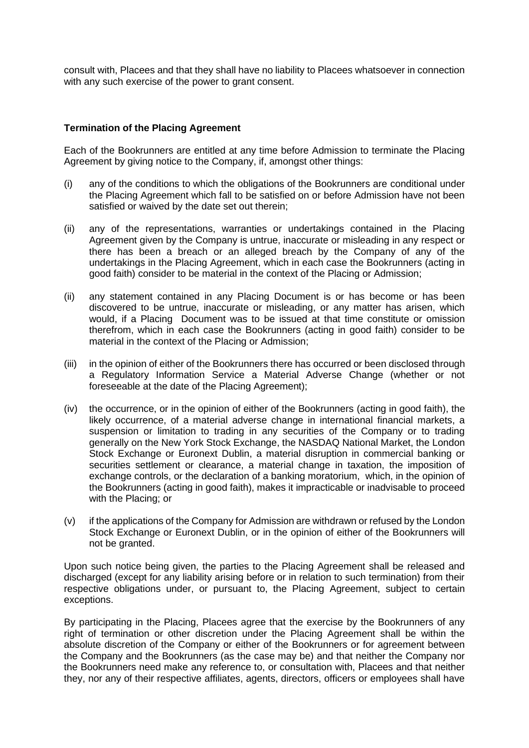consult with, Placees and that they shall have no liability to Placees whatsoever in connection with any such exercise of the power to grant consent.

**Termination of the Placing Agreement**

Each of the Bookrunners are entitled at any time before Admission to terminate the Placing Agreement by giving notice to the Company, if, amongst other things:

(i) any of the conditions to which the obligations of the Bookrunners are conditional under the Placing Agreement which fall to be satisfied on or before Admission have not been satisfied or waived by the date set out therein;

(ii) any of the representations, warranties or undertakings contained in the Placing Agreement given by the Company is untrue, inaccurate or misleading in any respect or there has been a breach or an alleged breach by the Company of any of the undertakings in the Placing Agreement, which in each case the Bookrunners (acting in good faith) consider to be material in the context of the Placing or Admission;

(ii) any statement contained in any Placing Document is or has become or has been discovered to be untrue, inaccurate or misleading, or any matter has arisen, which would, if a Placing Document was to be issued at that time constitute or omission therefrom, which in each case the Bookrunners (acting in good faith) consider to be material in the context of the Placing or Admission;

(iii) in the opinion of either of the Bookrunners there has occurred or been disclosed through a Regulatory Information Service a Material Adverse Change (whether or not foreseeable at the date of the Placing Agreement);

(iv) the occurrence, or in the opinion of either of the Bookrunners (acting in good faith), the likely occurrence, of a material adverse change in international financial markets, a suspension or limitation to trading in any securities of the Company or to trading generally on the New York Stock Exchange, the NASDAQ National Market, the London Stock Exchange or Euronext Dublin, a material disruption in commercial banking or securities settlement or clearance, a material change in taxation, the imposition of exchange controls, or the declaration of a banking moratorium, which, in the opinion of the Bookrunners (acting in good faith), makes it impracticable or inadvisable to proceed with the Placing; or

(v) if the applications of the Company for Admission are withdrawn or refused by the London Stock Exchange or Euronext Dublin, or in the opinion of either of the Bookrunners will not be granted.

Upon such notice being given, the parties to the Placing Agreement shall be released and discharged (except for any liability arising before or in relation to such termination) from their respective obligations under, or pursuant to, the Placing Agreement, subject to certain exceptions.

By participating in the Placing, Placees agree that the exercise by the Bookrunners of any right of termination or other discretion under the Placing Agreement shall be within the absolute discretion of the Company or either of the Bookrunners or for agreement between the Company and the Bookrunners (as the case may be) and that neither the Company nor the Bookrunners need make any reference to, or consultation with, Placees and that neither they, nor any of their respective affiliates, agents, directors, officers or employees shall have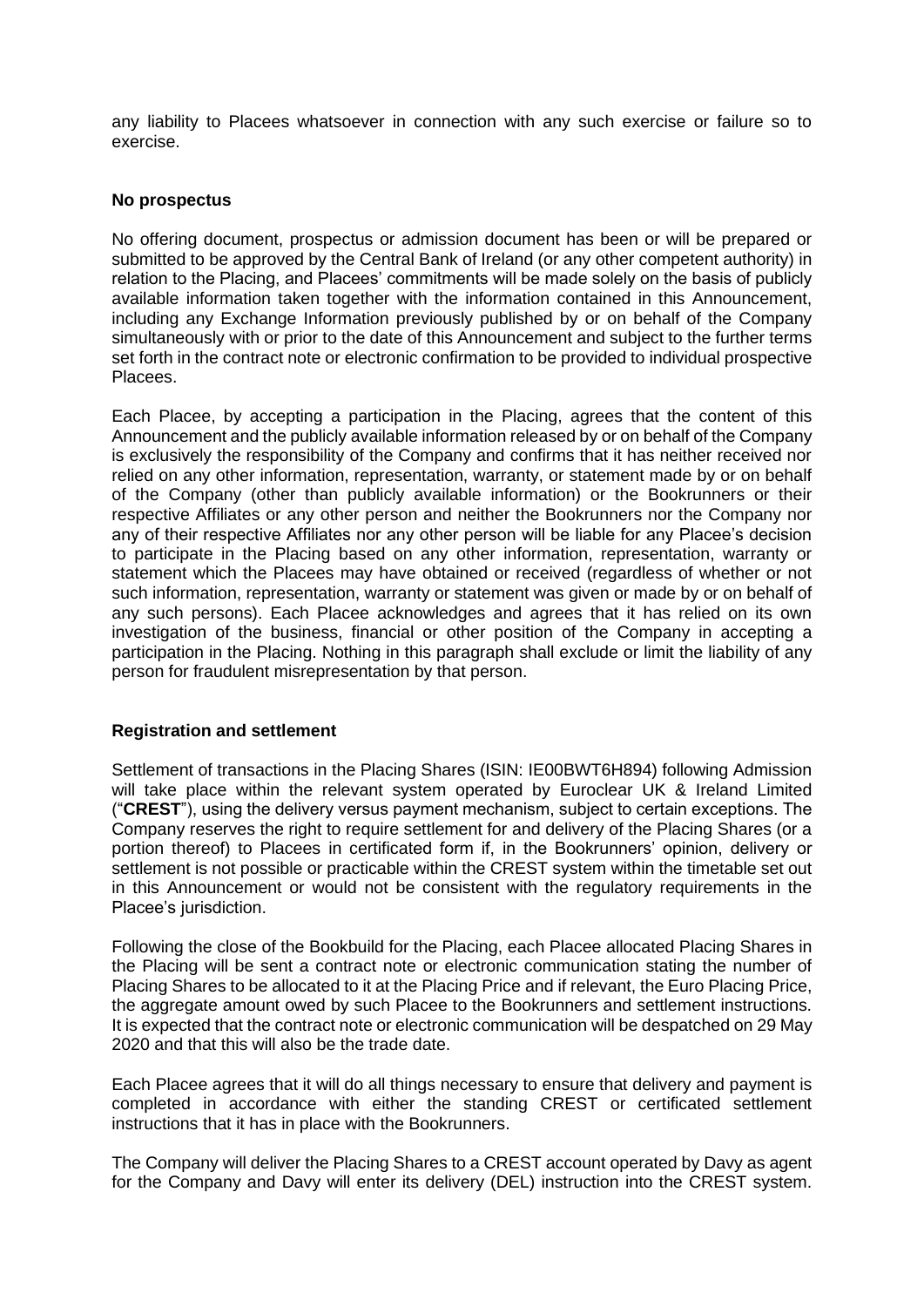any liability to Placees whatsoever in connection with any such exercise or failure so to exercise.

**No prospectus**

No offering document, prospectus or admission document has been or will be prepared or submitted to be approved by the Central Bank of Ireland (or any other competent authority) in relation to the Placing, and Placees' commitments will be made solely on the basis of publicly available information taken together with the information contained in this Announcement, including any Exchange Information previously published by or on behalf of the Company simultaneously with or prior to the date of this Announcement and subject to the further terms set forth in the contract note or electronic confirmation to be provided to individual prospective Placees.

Each Placee, by accepting a participation in the Placing, agrees that the content of this Announcement and the publicly available information released by or on behalf of the Company is exclusively the responsibility of the Company and confirms that it has neither received nor relied on any other information, representation, warranty, or statement made by or on behalf of the Company (other than publicly available information) or the Bookrunners or their respective Affiliates or any other person and neither the Bookrunners nor the Company nor any of their respective Affiliates nor any other person will be liable for any Placee's decision to participate in the Placing based on any other information, representation, warranty or statement which the Placees may have obtained or received (regardless of whether or not such information, representation, warranty or statement was given or made by or on behalf of any such persons). Each Placee acknowledges and agrees that it has relied on its own investigation of the business, financial or other position of the Company in accepting a participation in the Placing. Nothing in this paragraph shall exclude or limit the liability of any person for fraudulent misrepresentation by that person.

**Registration and settlement**

Settlement of transactions in the Placing Shares (ISIN: IE00BWT6H894) following Admission will take place within the relevant system operated by Euroclear UK & Ireland Limited ("**CREST**"), using the delivery versus payment mechanism, subject to certain exceptions. The Company reserves the right to require settlement for and delivery of the Placing Shares (or a portion thereof) to Placees in certificated form if, in the Bookrunners' opinion, delivery or settlement is not possible or practicable within the CREST system within the timetable set out in this Announcement or would not be consistent with the regulatory requirements in the Placee's jurisdiction.

Following the close of the Bookbuild for the Placing, each Placee allocated Placing Shares in the Placing will be sent a contract note or electronic communication stating the number of Placing Shares to be allocated to it at the Placing Price and if relevant, the Euro Placing Price, the aggregate amount owed by such Placee to the Bookrunners and settlement instructions. It is expected that the contract note or electronic communication will be despatched on 29 May 2020 and that this will also be the trade date.

Each Placee agrees that it will do all things necessary to ensure that delivery and payment is completed in accordance with either the standing CREST or certificated settlement instructions that it has in place with the Bookrunners.

The Company will deliver the Placing Shares to a CREST account operated by Davy as agent for the Company and Davy will enter its delivery (DEL) instruction into the CREST system.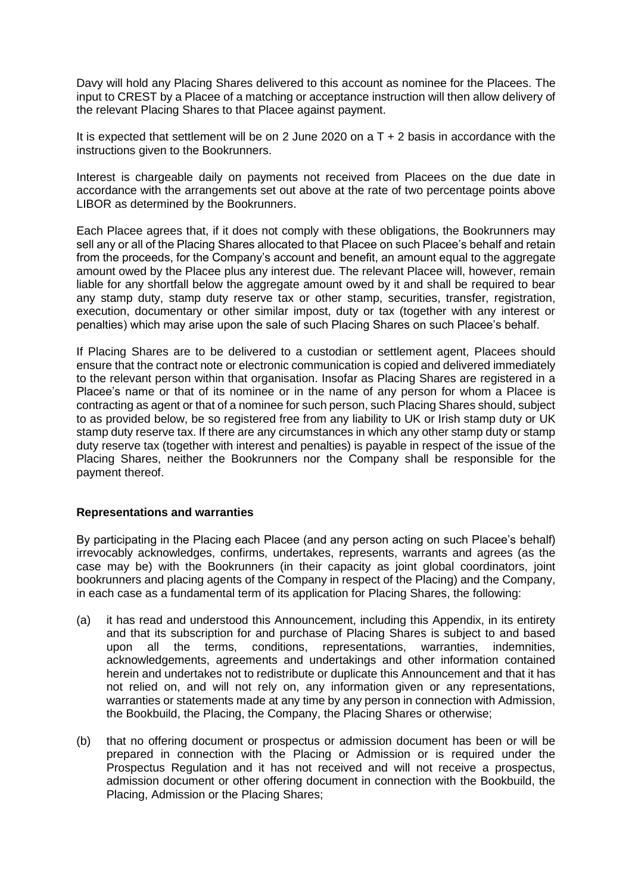Davy will hold any Placing Shares delivered to this account as nominee for the Placees. The input to CREST by a Placee of a matching or acceptance instruction will then allow delivery of the relevant Placing Shares to that Placee against payment.

It is expected that settlement will be on 2 June 2020 on a T + 2 basis in accordance with the instructions given to the Bookrunners.

Interest is chargeable daily on payments not received from Placees on the due date in accordance with the arrangements set out above at the rate of two percentage points above LIBOR as determined by the Bookrunners.

Each Placee agrees that, if it does not comply with these obligations, the Bookrunners may sell any or all of the Placing Shares allocated to that Placee on such Placee's behalf and retain from the proceeds, for the Company's account and benefit, an amount equal to the aggregate amount owed by the Placee plus any interest due. The relevant Placee will, however, remain liable for any shortfall below the aggregate amount owed by it and shall be required to bear any stamp duty, stamp duty reserve tax or other stamp, securities, transfer, registration, execution, documentary or other similar impost, duty or tax (together with any interest or penalties) which may arise upon the sale of such Placing Shares on such Placee's behalf.

If Placing Shares are to be delivered to a custodian or settlement agent, Placees should ensure that the contract note or electronic communication is copied and delivered immediately to the relevant person within that organisation. Insofar as Placing Shares are registered in a Placee's name or that of its nominee or in the name of any person for whom a Placee is contracting as agent or that of a nominee for such person, such Placing Shares should, subject to as provided below, be so registered free from any liability to UK or Irish stamp duty or UK stamp duty reserve tax. If there are any circumstances in which any other stamp duty or stamp duty reserve tax (together with interest and penalties) is payable in respect of the issue of the Placing Shares, neither the Bookrunners nor the Company shall be responsible for the payment thereof.

**Representations and warranties**

By participating in the Placing each Placee (and any person acting on such Placee's behalf) irrevocably acknowledges, confirms, undertakes, represents, warrants and agrees (as the case may be) with the Bookrunners (in their capacity as joint global coordinators, joint bookrunners and placing agents of the Company in respect of the Placing) and the Company, in each case as a fundamental term of its application for Placing Shares, the following:

(a) it has read and understood this Announcement, including this Appendix, in its entirety and that its subscription for and purchase of Placing Shares is subject to and based upon all the terms, conditions, representations, warranties, indemnities, acknowledgements, agreements and undertakings and other information contained herein and undertakes not to redistribute or duplicate this Announcement and that it has not relied on, and will not rely on, any information given or any representations, warranties or statements made at any time by any person in connection with Admission, the Bookbuild, the Placing, the Company, the Placing Shares or otherwise;

(b) that no offering document or prospectus or admission document has been or will be prepared in connection with the Placing or Admission or is required under the Prospectus Regulation and it has not received and will not receive a prospectus, admission document or other offering document in connection with the Bookbuild, the Placing, Admission or the Placing Shares;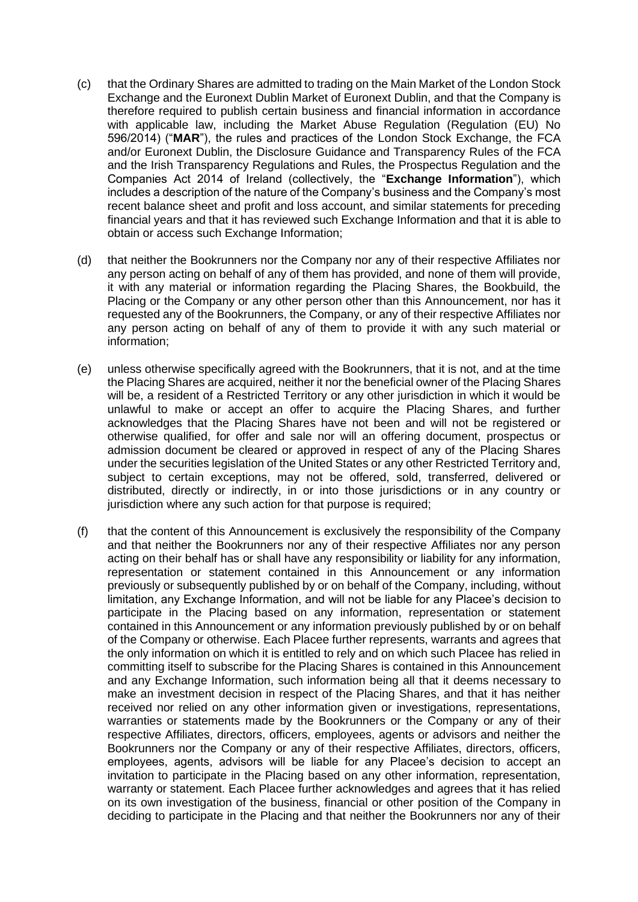(c) that the Ordinary Shares are admitted to trading on the Main Market of the London Stock Exchange and the Euronext Dublin Market of Euronext Dublin, and that the Company is therefore required to publish certain business and financial information in accordance with applicable law, including the Market Abuse Regulation (Regulation (EU) No 596/2014) ("**MAR**"), the rules and practices of the London Stock Exchange, the FCA and/or Euronext Dublin, the Disclosure Guidance and Transparency Rules of the FCA and the Irish Transparency Regulations and Rules, the Prospectus Regulation and the Companies Act 2014 of Ireland (collectively, the "**Exchange Information**"), which includes a description of the nature of the Company's business and the Company's most recent balance sheet and profit and loss account, and similar statements for preceding financial years and that it has reviewed such Exchange Information and that it is able to obtain or access such Exchange Information;

(d) that neither the Bookrunners nor the Company nor any of their respective Affiliates nor any person acting on behalf of any of them has provided, and none of them will provide, it with any material or information regarding the Placing Shares, the Bookbuild, the Placing or the Company or any other person other than this Announcement, nor has it requested any of the Bookrunners, the Company, or any of their respective Affiliates nor any person acting on behalf of any of them to provide it with any such material or information;

(e) unless otherwise specifically agreed with the Bookrunners, that it is not, and at the time the Placing Shares are acquired, neither it nor the beneficial owner of the Placing Shares will be, a resident of a Restricted Territory or any other jurisdiction in which it would be unlawful to make or accept an offer to acquire the Placing Shares, and further acknowledges that the Placing Shares have not been and will not be registered or otherwise qualified, for offer and sale nor will an offering document, prospectus or admission document be cleared or approved in respect of any of the Placing Shares under the securities legislation of the United States or any other Restricted Territory and, subject to certain exceptions, may not be offered, sold, transferred, delivered or distributed, directly or indirectly, in or into those jurisdictions or in any country or jurisdiction where any such action for that purpose is required;

(f) that the content of this Announcement is exclusively the responsibility of the Company and that neither the Bookrunners nor any of their respective Affiliates nor any person acting on their behalf has or shall have any responsibility or liability for any information, representation or statement contained in this Announcement or any information previously or subsequently published by or on behalf of the Company, including, without limitation, any Exchange Information, and will not be liable for any Placee's decision to participate in the Placing based on any information, representation or statement contained in this Announcement or any information previously published by or on behalf of the Company or otherwise. Each Placee further represents, warrants and agrees that the only information on which it is entitled to rely and on which such Placee has relied in committing itself to subscribe for the Placing Shares is contained in this Announcement and any Exchange Information, such information being all that it deems necessary to make an investment decision in respect of the Placing Shares, and that it has neither received nor relied on any other information given or investigations, representations, warranties or statements made by the Bookrunners or the Company or any of their respective Affiliates, directors, officers, employees, agents or advisors and neither the Bookrunners nor the Company or any of their respective Affiliates, directors, officers, employees, agents, advisors will be liable for any Placee's decision to accept an invitation to participate in the Placing based on any other information, representation, warranty or statement. Each Placee further acknowledges and agrees that it has relied on its own investigation of the business, financial or other position of the Company in deciding to participate in the Placing and that neither the Bookrunners nor any of their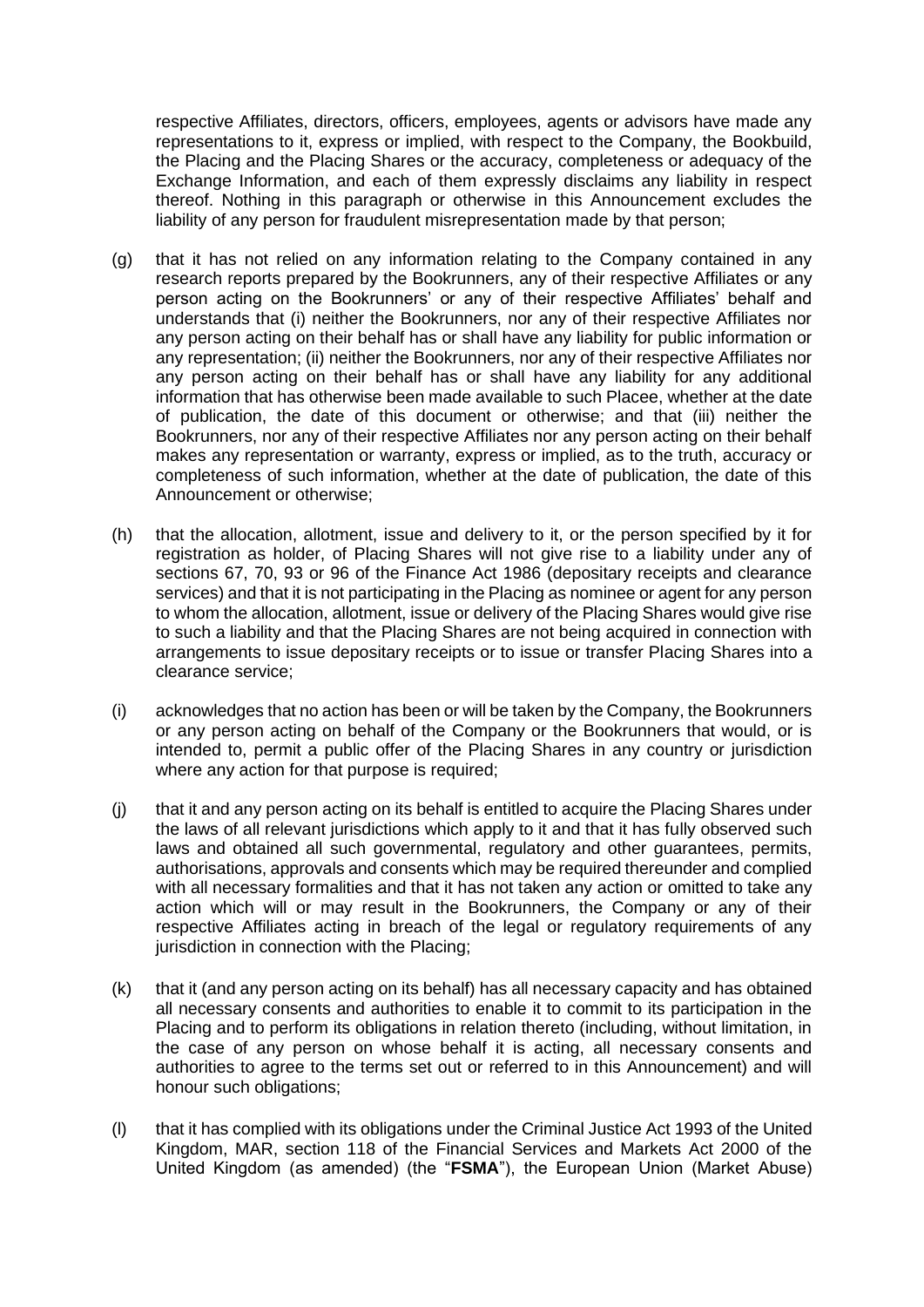respective Affiliates, directors, officers, employees, agents or advisors have made any representations to it, express or implied, with respect to the Company, the Bookbuild, the Placing and the Placing Shares or the accuracy, completeness or adequacy of the Exchange Information, and each of them expressly disclaims any liability in respect thereof. Nothing in this paragraph or otherwise in this Announcement excludes the liability of any person for fraudulent misrepresentation made by that person;

(g) that it has not relied on any information relating to the Company contained in any research reports prepared by the Bookrunners, any of their respective Affiliates or any person acting on the Bookrunners' or any of their respective Affiliates' behalf and understands that (i) neither the Bookrunners, nor any of their respective Affiliates nor any person acting on their behalf has or shall have any liability for public information or any representation; (ii) neither the Bookrunners, nor any of their respective Affiliates nor any person acting on their behalf has or shall have any liability for any additional information that has otherwise been made available to such Placee, whether at the date of publication, the date of this document or otherwise; and that (iii) neither the Bookrunners, nor any of their respective Affiliates nor any person acting on their behalf makes any representation or warranty, express or implied, as to the truth, accuracy or completeness of such information, whether at the date of publication, the date of this Announcement or otherwise;

(h) that the allocation, allotment, issue and delivery to it, or the person specified by it for registration as holder, of Placing Shares will not give rise to a liability under any of sections 67, 70, 93 or 96 of the Finance Act 1986 (depositary receipts and clearance services) and that it is not participating in the Placing as nominee or agent for any person to whom the allocation, allotment, issue or delivery of the Placing Shares would give rise to such a liability and that the Placing Shares are not being acquired in connection with arrangements to issue depositary receipts or to issue or transfer Placing Shares into a clearance service;

(i) acknowledges that no action has been or will be taken by the Company, the Bookrunners or any person acting on behalf of the Company or the Bookrunners that would, or is intended to, permit a public offer of the Placing Shares in any country or jurisdiction where any action for that purpose is required;

(j) that it and any person acting on its behalf is entitled to acquire the Placing Shares under the laws of all relevant jurisdictions which apply to it and that it has fully observed such laws and obtained all such governmental, regulatory and other guarantees, permits, authorisations, approvals and consents which may be required thereunder and complied with all necessary formalities and that it has not taken any action or omitted to take any action which will or may result in the Bookrunners, the Company or any of their respective Affiliates acting in breach of the legal or regulatory requirements of any jurisdiction in connection with the Placing;

(k) that it (and any person acting on its behalf) has all necessary capacity and has obtained all necessary consents and authorities to enable it to commit to its participation in the Placing and to perform its obligations in relation thereto (including, without limitation, in the case of any person on whose behalf it is acting, all necessary consents and authorities to agree to the terms set out or referred to in this Announcement) and will honour such obligations;

(l) that it has complied with its obligations under the Criminal Justice Act 1993 of the United Kingdom, MAR, section 118 of the Financial Services and Markets Act 2000 of the United Kingdom (as amended) (the "**FSMA**"), the European Union (Market Abuse)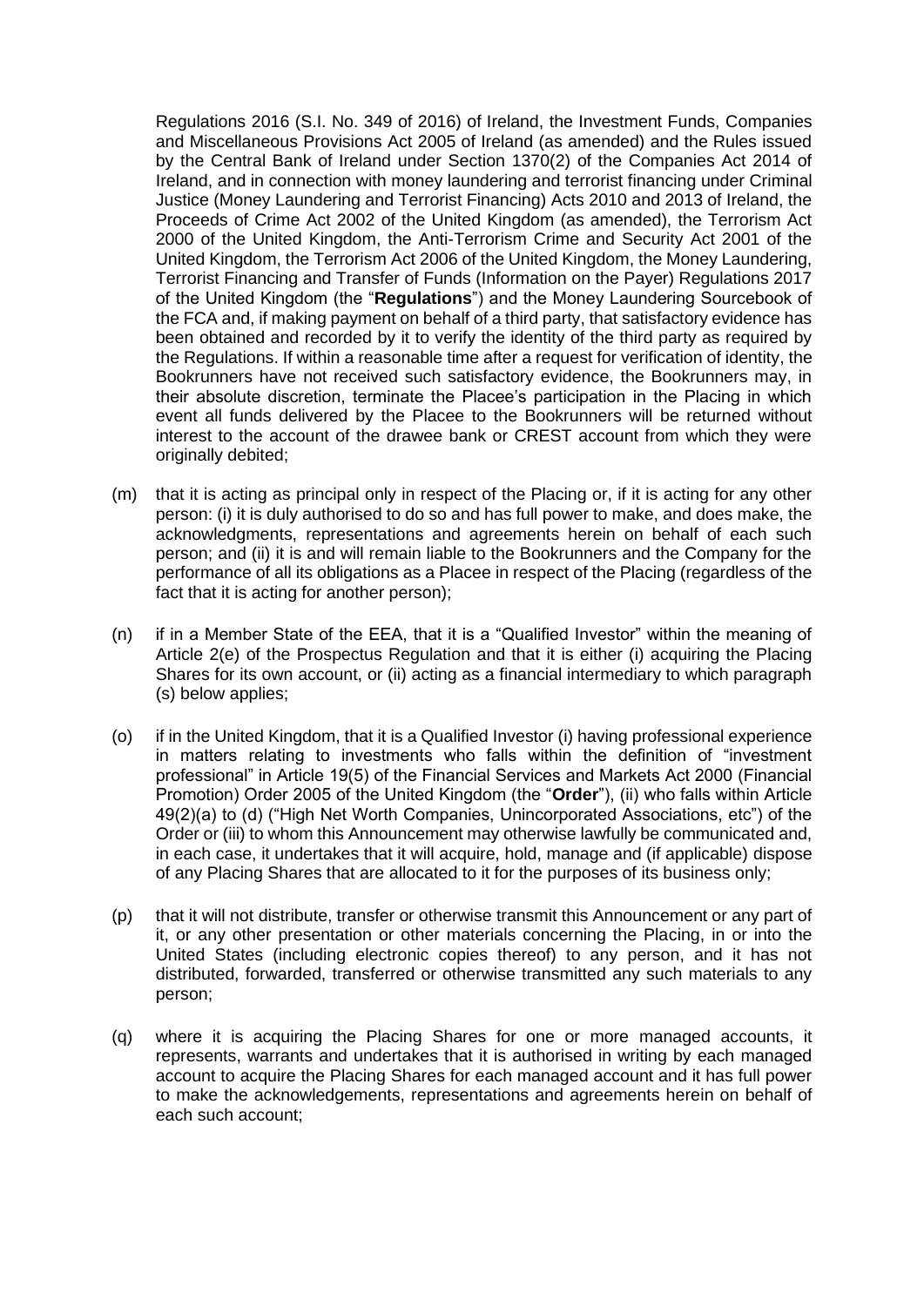Regulations 2016 (S.I. No. 349 of 2016) of Ireland, the Investment Funds, Companies and Miscellaneous Provisions Act 2005 of Ireland (as amended) and the Rules issued by the Central Bank of Ireland under Section 1370(2) of the Companies Act 2014 of Ireland, and in connection with money laundering and terrorist financing under Criminal Justice (Money Laundering and Terrorist Financing) Acts 2010 and 2013 of Ireland, the Proceeds of Crime Act 2002 of the United Kingdom (as amended), the Terrorism Act 2000 of the United Kingdom, the Anti-Terrorism Crime and Security Act 2001 of the United Kingdom, the Terrorism Act 2006 of the United Kingdom, the Money Laundering, Terrorist Financing and Transfer of Funds (Information on the Payer) Regulations 2017 of the United Kingdom (the "**Regulations**") and the Money Laundering Sourcebook of the FCA and, if making payment on behalf of a third party, that satisfactory evidence has been obtained and recorded by it to verify the identity of the third party as required by the Regulations. If within a reasonable time after a request for verification of identity, the Bookrunners have not received such satisfactory evidence, the Bookrunners may, in their absolute discretion, terminate the Placee's participation in the Placing in which event all funds delivered by the Placee to the Bookrunners will be returned without interest to the account of the drawee bank or CREST account from which they were originally debited;

(m) that it is acting as principal only in respect of the Placing or, if it is acting for any other person: (i) it is duly authorised to do so and has full power to make, and does make, the acknowledgments, representations and agreements herein on behalf of each such person; and (ii) it is and will remain liable to the Bookrunners and the Company for the performance of all its obligations as a Placee in respect of the Placing (regardless of the fact that it is acting for another person);

(n) if in a Member State of the EEA, that it is a "Qualified Investor" within the meaning of Article 2(e) of the Prospectus Regulation and that it is either (i) acquiring the Placing Shares for its own account, or (ii) acting as a financial intermediary to which paragraph (s) below applies;

(o) if in the United Kingdom, that it is a Qualified Investor (i) having professional experience in matters relating to investments who falls within the definition of "investment professional" in Article 19(5) of the Financial Services and Markets Act 2000 (Financial Promotion) Order 2005 of the United Kingdom (the "**Order**"), (ii) who falls within Article 49(2)(a) to (d) ("High Net Worth Companies, Unincorporated Associations, etc") of the Order or (iii) to whom this Announcement may otherwise lawfully be communicated and, in each case, it undertakes that it will acquire, hold, manage and (if applicable) dispose of any Placing Shares that are allocated to it for the purposes of its business only;

(p) that it will not distribute, transfer or otherwise transmit this Announcement or any part of it, or any other presentation or other materials concerning the Placing, in or into the United States (including electronic copies thereof) to any person, and it has not distributed, forwarded, transferred or otherwise transmitted any such materials to any person;

(q) where it is acquiring the Placing Shares for one or more managed accounts, it represents, warrants and undertakes that it is authorised in writing by each managed account to acquire the Placing Shares for each managed account and it has full power to make the acknowledgements, representations and agreements herein on behalf of each such account;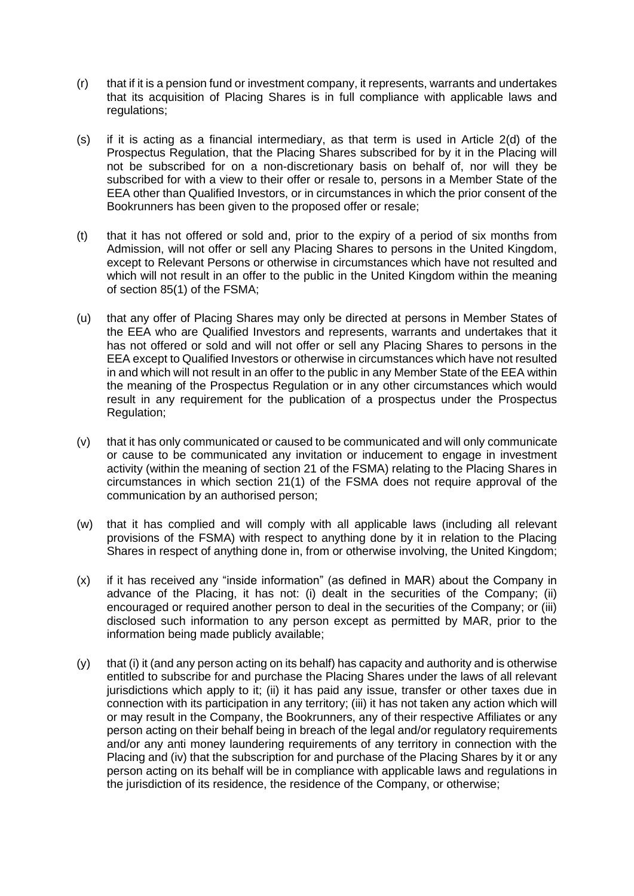(r) that if it is a pension fund or investment company, it represents, warrants and undertakes that its acquisition of Placing Shares is in full compliance with applicable laws and regulations;

(s) if it is acting as a financial intermediary, as that term is used in Article 2(d) of the Prospectus Regulation, that the Placing Shares subscribed for by it in the Placing will not be subscribed for on a non-discretionary basis on behalf of, nor will they be subscribed for with a view to their offer or resale to, persons in a Member State of the EEA other than Qualified Investors, or in circumstances in which the prior consent of the Bookrunners has been given to the proposed offer or resale;

(t) that it has not offered or sold and, prior to the expiry of a period of six months from Admission, will not offer or sell any Placing Shares to persons in the United Kingdom, except to Relevant Persons or otherwise in circumstances which have not resulted and which will not result in an offer to the public in the United Kingdom within the meaning of section 85(1) of the FSMA;

(u) that any offer of Placing Shares may only be directed at persons in Member States of the EEA who are Qualified Investors and represents, warrants and undertakes that it has not offered or sold and will not offer or sell any Placing Shares to persons in the EEA except to Qualified Investors or otherwise in circumstances which have not resulted in and which will not result in an offer to the public in any Member State of the EEA within the meaning of the Prospectus Regulation or in any other circumstances which would result in any requirement for the publication of a prospectus under the Prospectus Regulation;

(v) that it has only communicated or caused to be communicated and will only communicate or cause to be communicated any invitation or inducement to engage in investment activity (within the meaning of section 21 of the FSMA) relating to the Placing Shares in circumstances in which section 21(1) of the FSMA does not require approval of the communication by an authorised person;

(w) that it has complied and will comply with all applicable laws (including all relevant provisions of the FSMA) with respect to anything done by it in relation to the Placing Shares in respect of anything done in, from or otherwise involving, the United Kingdom;

(x) if it has received any "inside information" (as defined in MAR) about the Company in advance of the Placing, it has not: (i) dealt in the securities of the Company; (ii) encouraged or required another person to deal in the securities of the Company; or (iii) disclosed such information to any person except as permitted by MAR, prior to the information being made publicly available;

(y) that (i) it (and any person acting on its behalf) has capacity and authority and is otherwise entitled to subscribe for and purchase the Placing Shares under the laws of all relevant jurisdictions which apply to it; (ii) it has paid any issue, transfer or other taxes due in connection with its participation in any territory; (iii) it has not taken any action which will or may result in the Company, the Bookrunners, any of their respective Affiliates or any person acting on their behalf being in breach of the legal and/or regulatory requirements and/or any anti money laundering requirements of any territory in connection with the Placing and (iv) that the subscription for and purchase of the Placing Shares by it or any person acting on its behalf will be in compliance with applicable laws and regulations in the jurisdiction of its residence, the residence of the Company, or otherwise;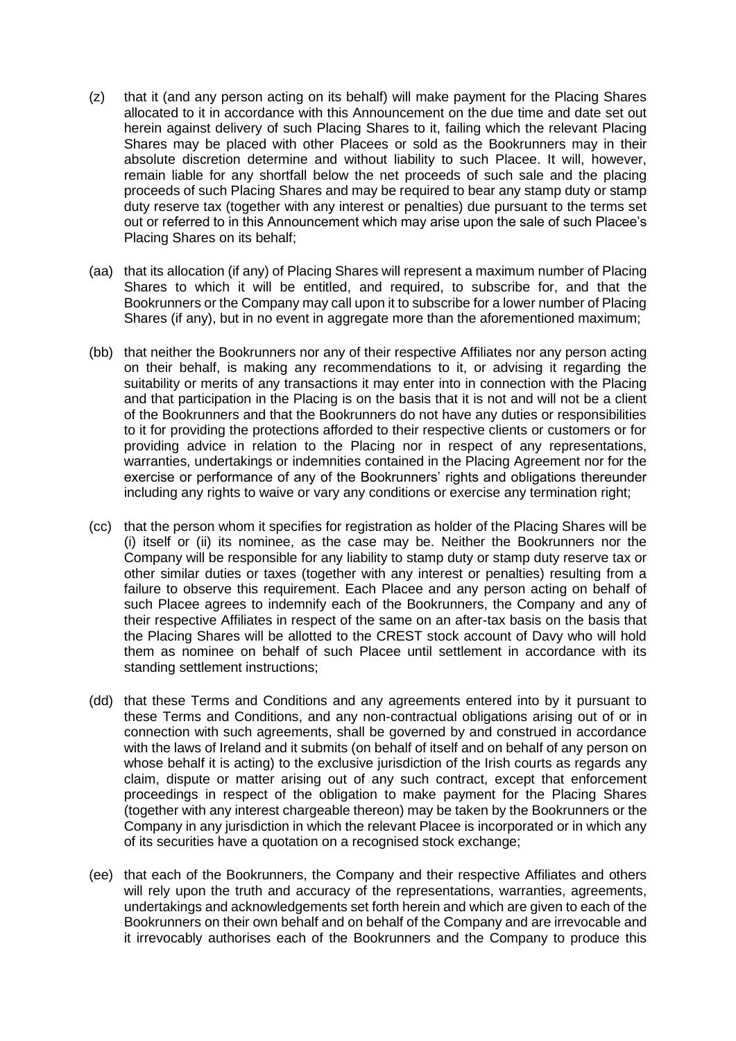(z) that it (and any person acting on its behalf) will make payment for the Placing Shares allocated to it in accordance with this Announcement on the due time and date set out herein against delivery of such Placing Shares to it, failing which the relevant Placing Shares may be placed with other Placees or sold as the Bookrunners may in their absolute discretion determine and without liability to such Placee. It will, however, remain liable for any shortfall below the net proceeds of such sale and the placing proceeds of such Placing Shares and may be required to bear any stamp duty or stamp duty reserve tax (together with any interest or penalties) due pursuant to the terms set out or referred to in this Announcement which may arise upon the sale of such Placee's Placing Shares on its behalf;

(aa) that its allocation (if any) of Placing Shares will represent a maximum number of Placing Shares to which it will be entitled, and required, to subscribe for, and that the Bookrunners or the Company may call upon it to subscribe for a lower number of Placing Shares (if any), but in no event in aggregate more than the aforementioned maximum;

(bb) that neither the Bookrunners nor any of their respective Affiliates nor any person acting on their behalf, is making any recommendations to it, or advising it regarding the suitability or merits of any transactions it may enter into in connection with the Placing and that participation in the Placing is on the basis that it is not and will not be a client of the Bookrunners and that the Bookrunners do not have any duties or responsibilities to it for providing the protections afforded to their respective clients or customers or for providing advice in relation to the Placing nor in respect of any representations, warranties, undertakings or indemnities contained in the Placing Agreement nor for the exercise or performance of any of the Bookrunners' rights and obligations thereunder including any rights to waive or vary any conditions or exercise any termination right;

(cc) that the person whom it specifies for registration as holder of the Placing Shares will be (i) itself or (ii) its nominee, as the case may be. Neither the Bookrunners nor the Company will be responsible for any liability to stamp duty or stamp duty reserve tax or other similar duties or taxes (together with any interest or penalties) resulting from a failure to observe this requirement. Each Placee and any person acting on behalf of such Placee agrees to indemnify each of the Bookrunners, the Company and any of their respective Affiliates in respect of the same on an after-tax basis on the basis that the Placing Shares will be allotted to the CREST stock account of Davy who will hold them as nominee on behalf of such Placee until settlement in accordance with its standing settlement instructions;

(dd) that these Terms and Conditions and any agreements entered into by it pursuant to these Terms and Conditions, and any non-contractual obligations arising out of or in connection with such agreements, shall be governed by and construed in accordance with the laws of Ireland and it submits (on behalf of itself and on behalf of any person on whose behalf it is acting) to the exclusive jurisdiction of the Irish courts as regards any claim, dispute or matter arising out of any such contract, except that enforcement proceedings in respect of the obligation to make payment for the Placing Shares (together with any interest chargeable thereon) may be taken by the Bookrunners or the Company in any jurisdiction in which the relevant Placee is incorporated or in which any of its securities have a quotation on a recognised stock exchange;

(ee) that each of the Bookrunners, the Company and their respective Affiliates and others will rely upon the truth and accuracy of the representations, warranties, agreements, undertakings and acknowledgements set forth herein and which are given to each of the Bookrunners on their own behalf and on behalf of the Company and are irrevocable and it irrevocably authorises each of the Bookrunners and the Company to produce this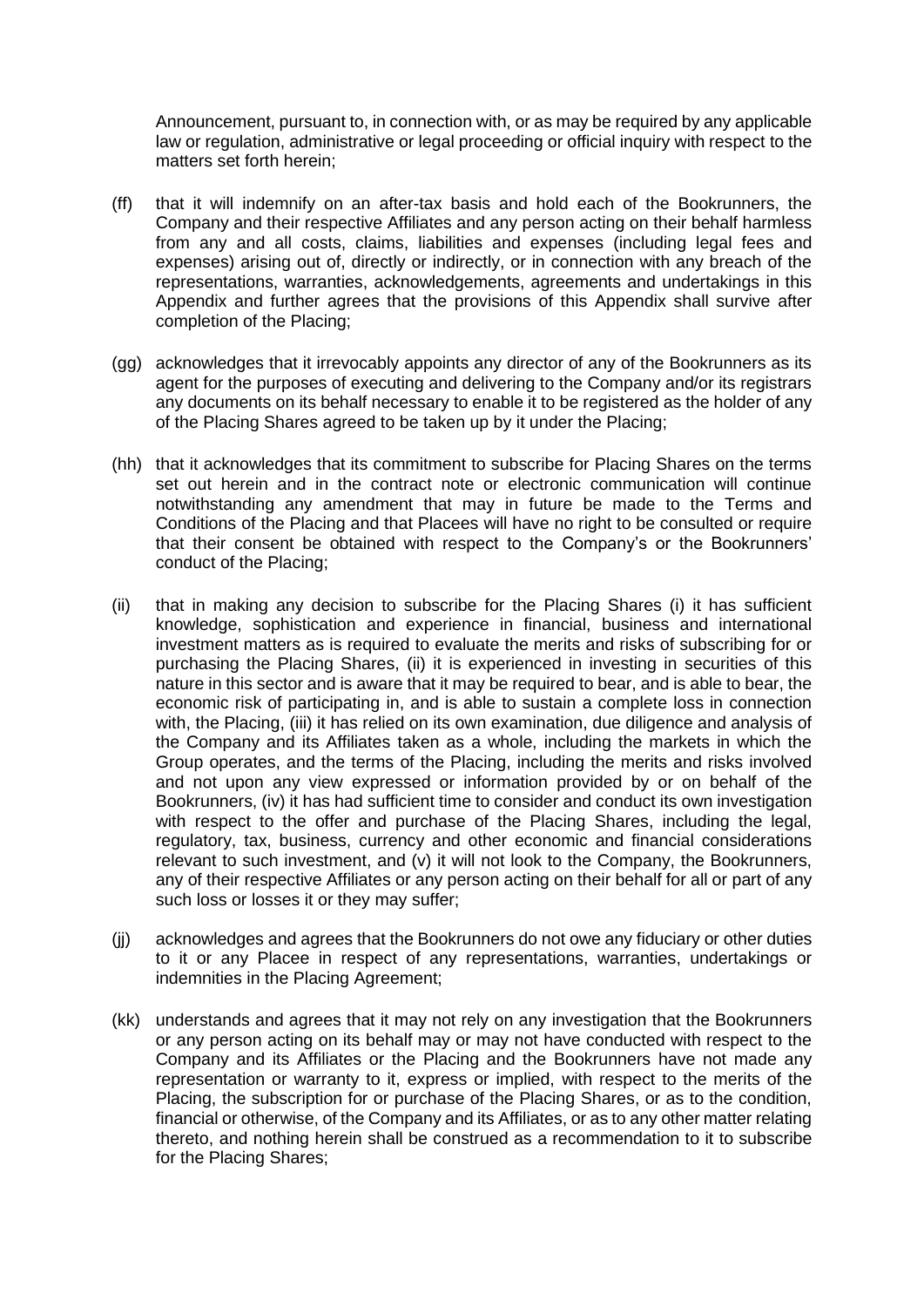Announcement, pursuant to, in connection with, or as may be required by any applicable law or regulation, administrative or legal proceeding or official inquiry with respect to the matters set forth herein;

(ff) that it will indemnify on an after-tax basis and hold each of the Bookrunners, the Company and their respective Affiliates and any person acting on their behalf harmless from any and all costs, claims, liabilities and expenses (including legal fees and expenses) arising out of, directly or indirectly, or in connection with any breach of the representations, warranties, acknowledgements, agreements and undertakings in this Appendix and further agrees that the provisions of this Appendix shall survive after completion of the Placing;

(gg) acknowledges that it irrevocably appoints any director of any of the Bookrunners as its agent for the purposes of executing and delivering to the Company and/or its registrars any documents on its behalf necessary to enable it to be registered as the holder of any of the Placing Shares agreed to be taken up by it under the Placing;

(hh) that it acknowledges that its commitment to subscribe for Placing Shares on the terms set out herein and in the contract note or electronic communication will continue notwithstanding any amendment that may in future be made to the Terms and Conditions of the Placing and that Placees will have no right to be consulted or require that their consent be obtained with respect to the Company's or the Bookrunners' conduct of the Placing;

(ii) that in making any decision to subscribe for the Placing Shares (i) it has sufficient knowledge, sophistication and experience in financial, business and international investment matters as is required to evaluate the merits and risks of subscribing for or purchasing the Placing Shares, (ii) it is experienced in investing in securities of this nature in this sector and is aware that it may be required to bear, and is able to bear, the economic risk of participating in, and is able to sustain a complete loss in connection with, the Placing, (iii) it has relied on its own examination, due diligence and analysis of the Company and its Affiliates taken as a whole, including the markets in which the Group operates, and the terms of the Placing, including the merits and risks involved and not upon any view expressed or information provided by or on behalf of the Bookrunners, (iv) it has had sufficient time to consider and conduct its own investigation with respect to the offer and purchase of the Placing Shares, including the legal, regulatory, tax, business, currency and other economic and financial considerations relevant to such investment, and (v) it will not look to the Company, the Bookrunners, any of their respective Affiliates or any person acting on their behalf for all or part of any such loss or losses it or they may suffer;

(jj) acknowledges and agrees that the Bookrunners do not owe any fiduciary or other duties to it or any Placee in respect of any representations, warranties, undertakings or indemnities in the Placing Agreement;

(kk) understands and agrees that it may not rely on any investigation that the Bookrunners or any person acting on its behalf may or may not have conducted with respect to the Company and its Affiliates or the Placing and the Bookrunners have not made any representation or warranty to it, express or implied, with respect to the merits of the Placing, the subscription for or purchase of the Placing Shares, or as to the condition, financial or otherwise, of the Company and its Affiliates, or as to any other matter relating thereto, and nothing herein shall be construed as a recommendation to it to subscribe for the Placing Shares;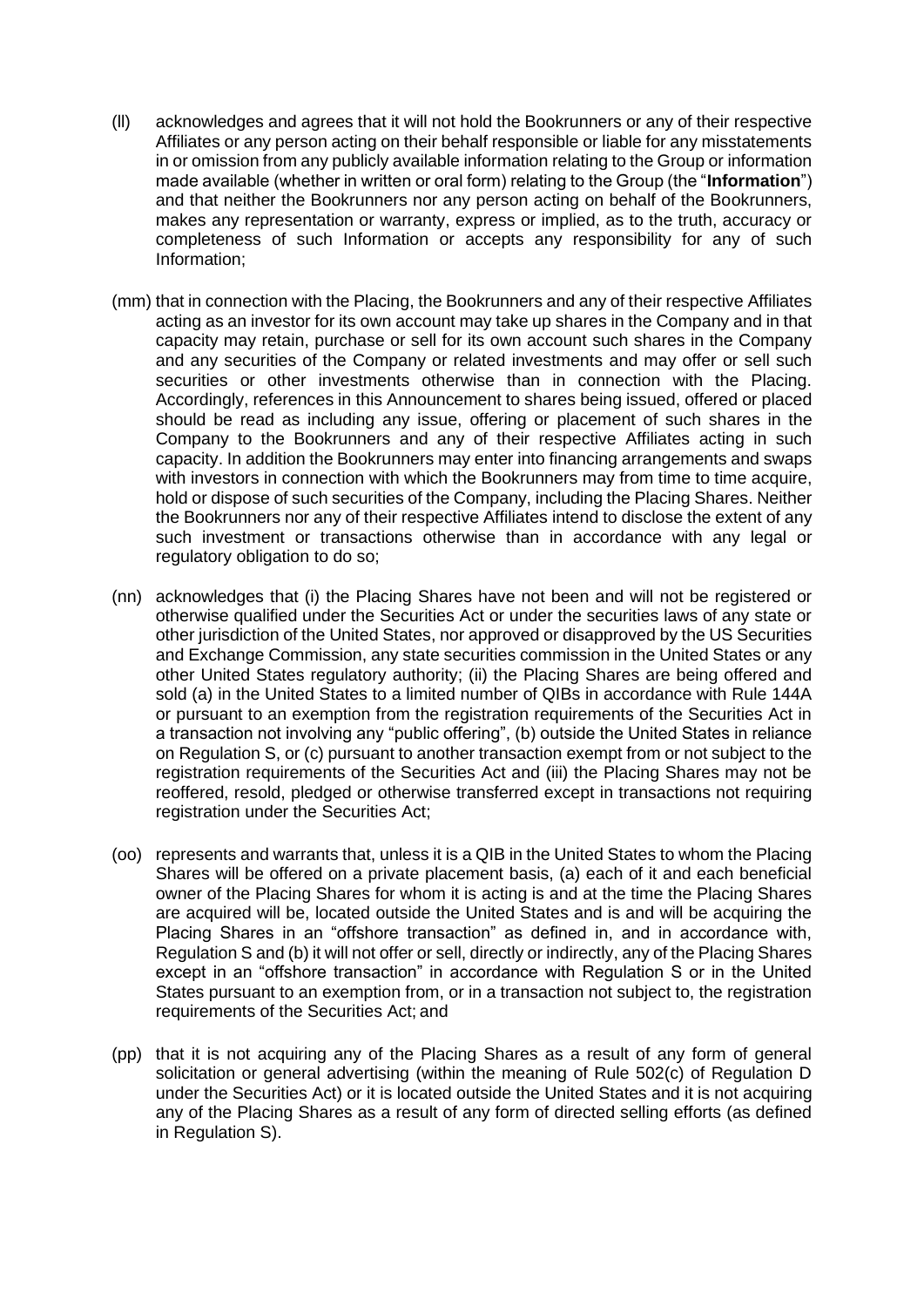(ll) acknowledges and agrees that it will not hold the Bookrunners or any of their respective Affiliates or any person acting on their behalf responsible or liable for any misstatements in or omission from any publicly available information relating to the Group or information made available (whether in written or oral form) relating to the Group (the "**Information**") and that neither the Bookrunners nor any person acting on behalf of the Bookrunners, makes any representation or warranty, express or implied, as to the truth, accuracy or completeness of such Information or accepts any responsibility for any of such Information;

(mm) that in connection with the Placing, the Bookrunners and any of their respective Affiliates acting as an investor for its own account may take up shares in the Company and in that capacity may retain, purchase or sell for its own account such shares in the Company and any securities of the Company or related investments and may offer or sell such securities or other investments otherwise than in connection with the Placing. Accordingly, references in this Announcement to shares being issued, offered or placed should be read as including any issue, offering or placement of such shares in the Company to the Bookrunners and any of their respective Affiliates acting in such capacity. In addition the Bookrunners may enter into financing arrangements and swaps with investors in connection with which the Bookrunners may from time to time acquire, hold or dispose of such securities of the Company, including the Placing Shares. Neither the Bookrunners nor any of their respective Affiliates intend to disclose the extent of any such investment or transactions otherwise than in accordance with any legal or regulatory obligation to do so;

(nn) acknowledges that (i) the Placing Shares have not been and will not be registered or otherwise qualified under the Securities Act or under the securities laws of any state or other jurisdiction of the United States, nor approved or disapproved by the US Securities and Exchange Commission, any state securities commission in the United States or any other United States regulatory authority; (ii) the Placing Shares are being offered and sold (a) in the United States to a limited number of QIBs in accordance with Rule 144A or pursuant to an exemption from the registration requirements of the Securities Act in a transaction not involving any "public offering", (b) outside the United States in reliance on Regulation S, or (c) pursuant to another transaction exempt from or not subject to the registration requirements of the Securities Act and (iii) the Placing Shares may not be reoffered, resold, pledged or otherwise transferred except in transactions not requiring registration under the Securities Act;

(oo) represents and warrants that, unless it is a QIB in the United States to whom the Placing Shares will be offered on a private placement basis, (a) each of it and each beneficial owner of the Placing Shares for whom it is acting is and at the time the Placing Shares are acquired will be, located outside the United States and is and will be acquiring the Placing Shares in an "offshore transaction" as defined in, and in accordance with, Regulation S and (b) it will not offer or sell, directly or indirectly, any of the Placing Shares except in an "offshore transaction" in accordance with Regulation S or in the United States pursuant to an exemption from, or in a transaction not subject to, the registration requirements of the Securities Act; and

(pp) that it is not acquiring any of the Placing Shares as a result of any form of general solicitation or general advertising (within the meaning of Rule 502(c) of Regulation D under the Securities Act) or it is located outside the United States and it is not acquiring any of the Placing Shares as a result of any form of directed selling efforts (as defined in Regulation S).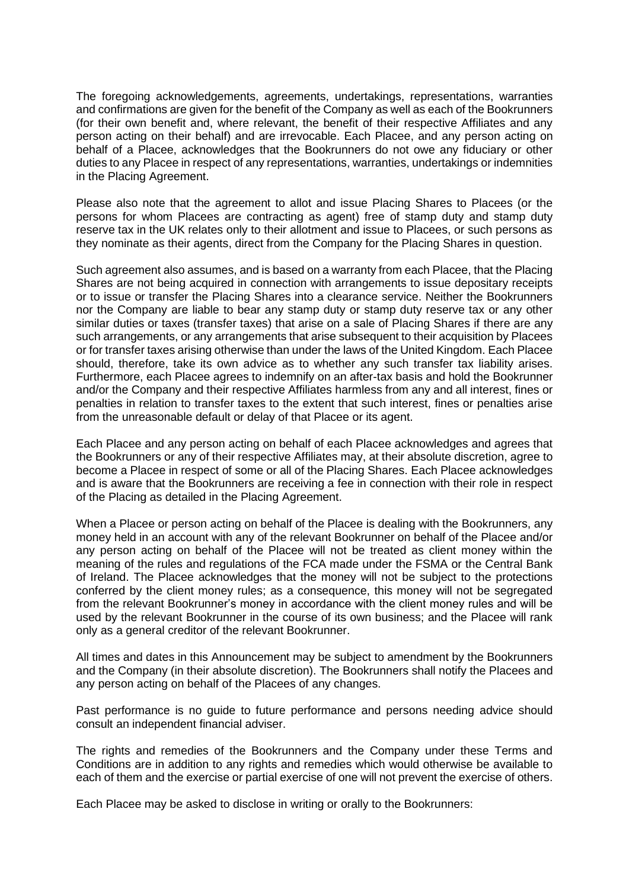The foregoing acknowledgements, agreements, undertakings, representations, warranties and confirmations are given for the benefit of the Company as well as each of the Bookrunners (for their own benefit and, where relevant, the benefit of their respective Affiliates and any person acting on their behalf) and are irrevocable. Each Placee, and any person acting on behalf of a Placee, acknowledges that the Bookrunners do not owe any fiduciary or other duties to any Placee in respect of any representations, warranties, undertakings or indemnities in the Placing Agreement.

Please also note that the agreement to allot and issue Placing Shares to Placees (or the persons for whom Placees are contracting as agent) free of stamp duty and stamp duty reserve tax in the UK relates only to their allotment and issue to Placees, or such persons as they nominate as their agents, direct from the Company for the Placing Shares in question.

Such agreement also assumes, and is based on a warranty from each Placee, that the Placing Shares are not being acquired in connection with arrangements to issue depositary receipts or to issue or transfer the Placing Shares into a clearance service. Neither the Bookrunners nor the Company are liable to bear any stamp duty or stamp duty reserve tax or any other similar duties or taxes (transfer taxes) that arise on a sale of Placing Shares if there are any such arrangements, or any arrangements that arise subsequent to their acquisition by Placees or for transfer taxes arising otherwise than under the laws of the United Kingdom. Each Placee should, therefore, take its own advice as to whether any such transfer tax liability arises. Furthermore, each Placee agrees to indemnify on an after-tax basis and hold the Bookrunner and/or the Company and their respective Affiliates harmless from any and all interest, fines or penalties in relation to transfer taxes to the extent that such interest, fines or penalties arise from the unreasonable default or delay of that Placee or its agent.

Each Placee and any person acting on behalf of each Placee acknowledges and agrees that the Bookrunners or any of their respective Affiliates may, at their absolute discretion, agree to become a Placee in respect of some or all of the Placing Shares. Each Placee acknowledges and is aware that the Bookrunners are receiving a fee in connection with their role in respect of the Placing as detailed in the Placing Agreement.

When a Placee or person acting on behalf of the Placee is dealing with the Bookrunners, any money held in an account with any of the relevant Bookrunner on behalf of the Placee and/or any person acting on behalf of the Placee will not be treated as client money within the meaning of the rules and regulations of the FCA made under the FSMA or the Central Bank of Ireland. The Placee acknowledges that the money will not be subject to the protections conferred by the client money rules; as a consequence, this money will not be segregated from the relevant Bookrunner's money in accordance with the client money rules and will be used by the relevant Bookrunner in the course of its own business; and the Placee will rank only as a general creditor of the relevant Bookrunner.

All times and dates in this Announcement may be subject to amendment by the Bookrunners and the Company (in their absolute discretion). The Bookrunners shall notify the Placees and any person acting on behalf of the Placees of any changes.

Past performance is no guide to future performance and persons needing advice should consult an independent financial adviser.

The rights and remedies of the Bookrunners and the Company under these Terms and Conditions are in addition to any rights and remedies which would otherwise be available to each of them and the exercise or partial exercise of one will not prevent the exercise of others.

Each Placee may be asked to disclose in writing or orally to the Bookrunners: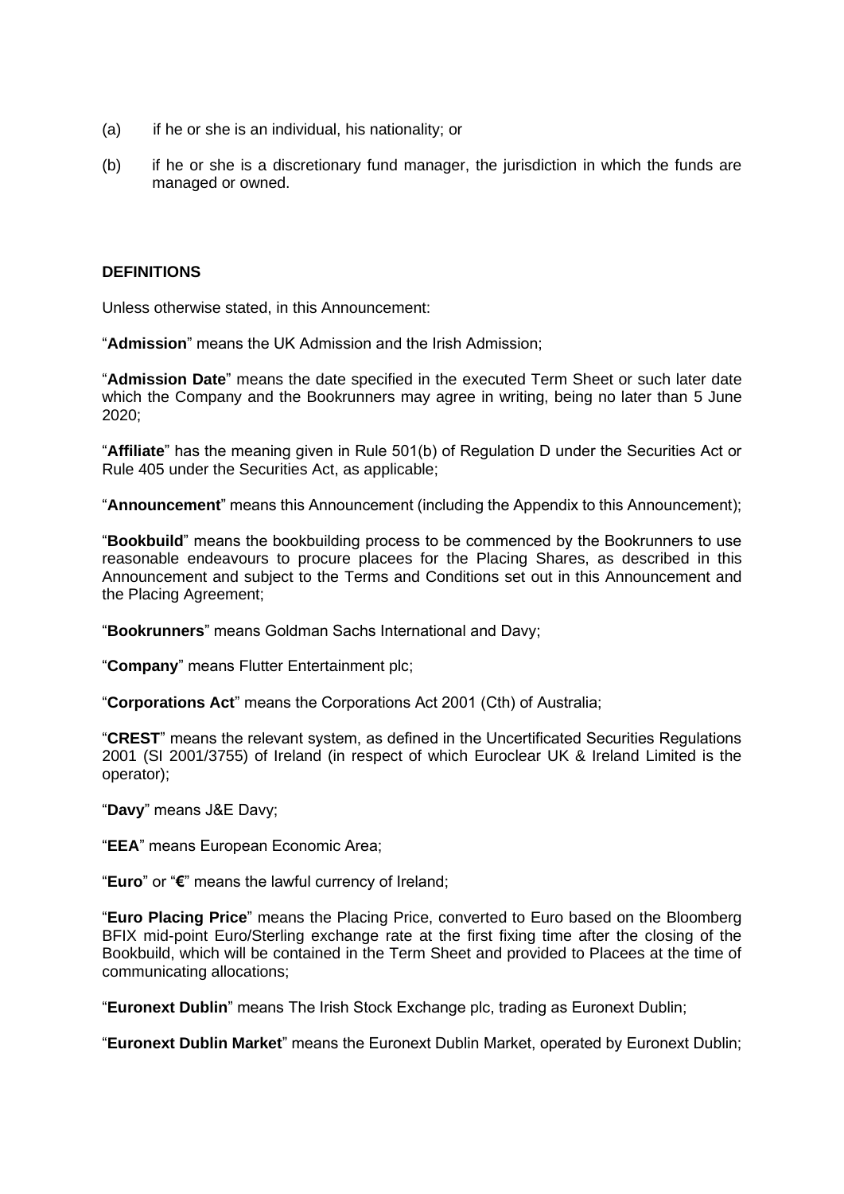(a) if he or she is an individual, his nationality; or

(b) if he or she is a discretionary fund manager, the jurisdiction in which the funds are managed or owned.

**DEFINITIONS**

Unless otherwise stated, in this Announcement:

"**Admission**" means the UK Admission and the Irish Admission;

"**Admission Date**" means the date specified in the executed Term Sheet or such later date which the Company and the Bookrunners may agree in writing, being no later than 5 June 2020;

"**Affiliate**" has the meaning given in Rule 501(b) of Regulation D under the Securities Act or Rule 405 under the Securities Act, as applicable;

"**Announcement**" means this Announcement (including the Appendix to this Announcement);

"**Bookbuild**" means the bookbuilding process to be commenced by the Bookrunners to use reasonable endeavours to procure placees for the Placing Shares, as described in this Announcement and subject to the Terms and Conditions set out in this Announcement and the Placing Agreement;

"**Bookrunners**" means Goldman Sachs International and Davy;

"**Company**" means Flutter Entertainment plc;

"**Corporations Act**" means the Corporations Act 2001 (Cth) of Australia;

"**CREST**" means the relevant system, as defined in the Uncertificated Securities Regulations 2001 (SI 2001/3755) of Ireland (in respect of which Euroclear UK & Ireland Limited is the operator);

"**Davy**" means J&E Davy;

"**EEA**" means European Economic Area;

"**Euro**" or "**€**" means the lawful currency of Ireland;

"**Euro Placing Price**" means the Placing Price, converted to Euro based on the Bloomberg BFIX mid-point Euro/Sterling exchange rate at the first fixing time after the closing of the Bookbuild, which will be contained in the Term Sheet and provided to Placees at the time of communicating allocations;

"**Euronext Dublin**" means The Irish Stock Exchange plc, trading as Euronext Dublin;

"**Euronext Dublin Market**" means the Euronext Dublin Market, operated by Euronext Dublin;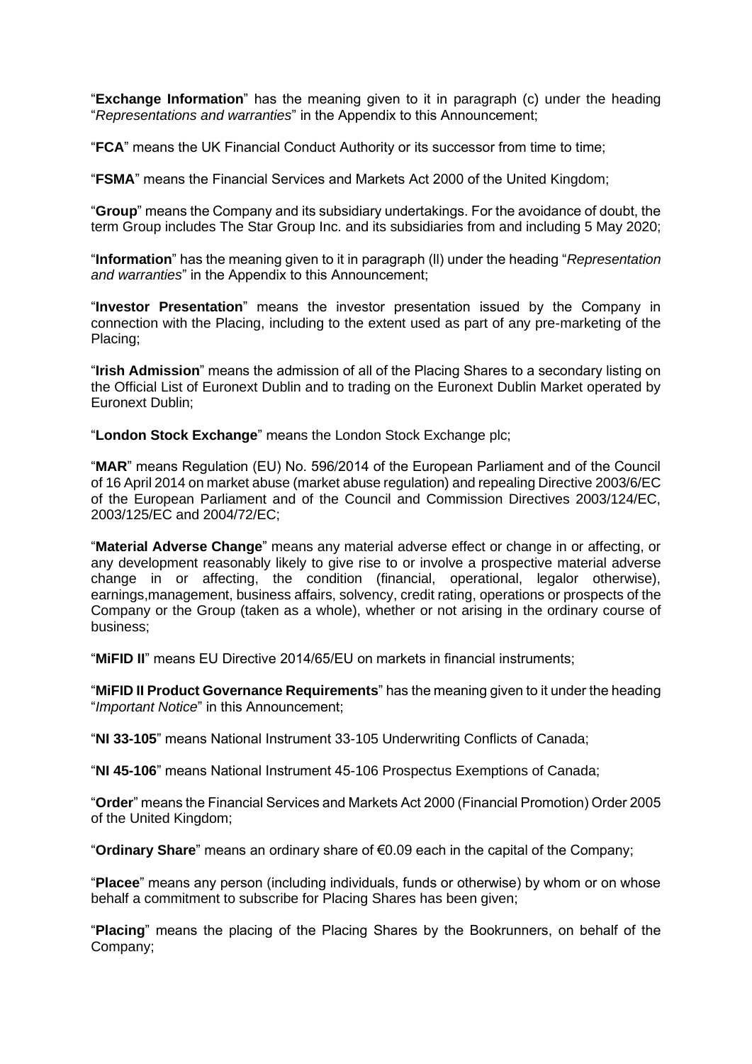"**Exchange Information**" has the meaning given to it in paragraph (c) under the heading "*Representations and warranties*" in the Appendix to this Announcement;

"**FCA**" means the UK Financial Conduct Authority or its successor from time to time;

"**FSMA**" means the Financial Services and Markets Act 2000 of the United Kingdom;

"**Group**" means the Company and its subsidiary undertakings. For the avoidance of doubt, the term Group includes The Star Group Inc. and its subsidiaries from and including 5 May 2020;

"**Information**" has the meaning given to it in paragraph (ll) under the heading "*Representation and warranties*" in the Appendix to this Announcement;

"**Investor Presentation**" means the investor presentation issued by the Company in connection with the Placing, including to the extent used as part of any pre-marketing of the Placing;

"**Irish Admission**" means the admission of all of the Placing Shares to a secondary listing on the Official List of Euronext Dublin and to trading on the Euronext Dublin Market operated by Euronext Dublin;

"**London Stock Exchange**" means the London Stock Exchange plc;

"**MAR**" means Regulation (EU) No. 596/2014 of the European Parliament and of the Council of 16 April 2014 on market abuse (market abuse regulation) and repealing Directive 2003/6/EC of the European Parliament and of the Council and Commission Directives 2003/124/EC, 2003/125/EC and 2004/72/EC;

"**Material Adverse Change**" means any material adverse effect or change in or affecting, or any development reasonably likely to give rise to or involve a prospective material adverse change in or affecting, the condition (financial, operational, legalor otherwise), earnings,management, business affairs, solvency, credit rating, operations or prospects of the Company or the Group (taken as a whole), whether or not arising in the ordinary course of business;

"**MiFID II**" means EU Directive 2014/65/EU on markets in financial instruments;

"**MiFID II Product Governance Requirements**" has the meaning given to it under the heading "*Important Notice*" in this Announcement;

"**NI 33-105**" means National Instrument 33-105 Underwriting Conflicts of Canada;

"**NI 45-106**" means National Instrument 45-106 Prospectus Exemptions of Canada;

"**Order**" means the Financial Services and Markets Act 2000 (Financial Promotion) Order 2005 of the United Kingdom;

"**Ordinary Share**" means an ordinary share of €0.09 each in the capital of the Company;

"**Placee**" means any person (including individuals, funds or otherwise) by whom or on whose behalf a commitment to subscribe for Placing Shares has been given;

"**Placing**" means the placing of the Placing Shares by the Bookrunners, on behalf of the Company;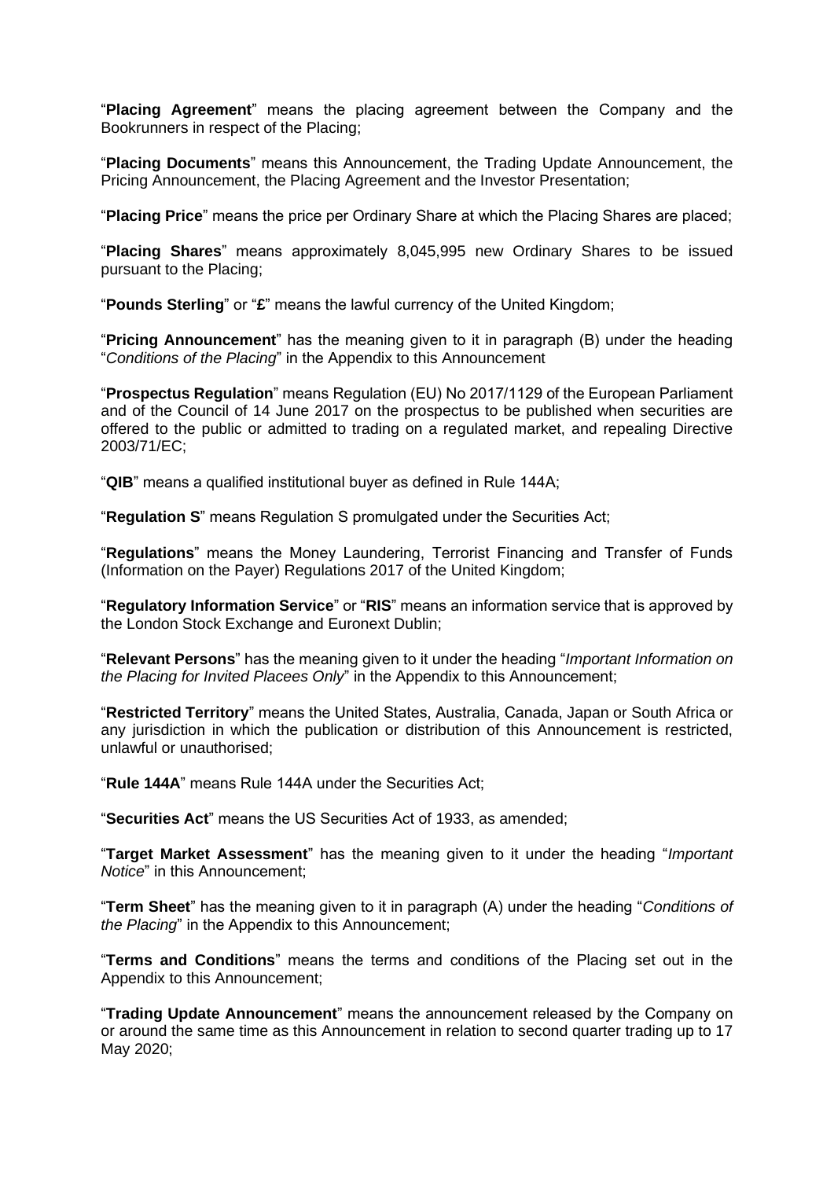"**Placing Agreement**" means the placing agreement between the Company and the Bookrunners in respect of the Placing;

"**Placing Documents**" means this Announcement, the Trading Update Announcement, the Pricing Announcement, the Placing Agreement and the Investor Presentation;

"**Placing Price**" means the price per Ordinary Share at which the Placing Shares are placed;

"**Placing Shares**" means approximately 8,045,995 new Ordinary Shares to be issued pursuant to the Placing;

"**Pounds Sterling**" or "**£**" means the lawful currency of the United Kingdom;

"**Pricing Announcement**" has the meaning given to it in paragraph (B) under the heading "*Conditions of the Placing*" in the Appendix to this Announcement

"**Prospectus Regulation**" means Regulation (EU) No 2017/1129 of the European Parliament and of the Council of 14 June 2017 on the prospectus to be published when securities are offered to the public or admitted to trading on a regulated market, and repealing Directive 2003/71/EC;

"**QIB**" means a qualified institutional buyer as defined in Rule 144A;

"**Regulation S**" means Regulation S promulgated under the Securities Act;

"**Regulations**" means the Money Laundering, Terrorist Financing and Transfer of Funds (Information on the Payer) Regulations 2017 of the United Kingdom;

"**Regulatory Information Service**" or "**RIS**" means an information service that is approved by the London Stock Exchange and Euronext Dublin;

"**Relevant Persons**" has the meaning given to it under the heading "*Important Information on the Placing for Invited Placees Only*" in the Appendix to this Announcement;

"**Restricted Territory**" means the United States, Australia, Canada, Japan or South Africa or any jurisdiction in which the publication or distribution of this Announcement is restricted, unlawful or unauthorised;

"**Rule 144A**" means Rule 144A under the Securities Act;

"**Securities Act**" means the US Securities Act of 1933, as amended;

"**Target Market Assessment**" has the meaning given to it under the heading "*Important Notice*" in this Announcement;

"**Term Sheet**" has the meaning given to it in paragraph (A) under the heading "*Conditions of the Placing*" in the Appendix to this Announcement;

"**Terms and Conditions**" means the terms and conditions of the Placing set out in the Appendix to this Announcement;

"**Trading Update Announcement**" means the announcement released by the Company on or around the same time as this Announcement in relation to second quarter trading up to 17 May 2020;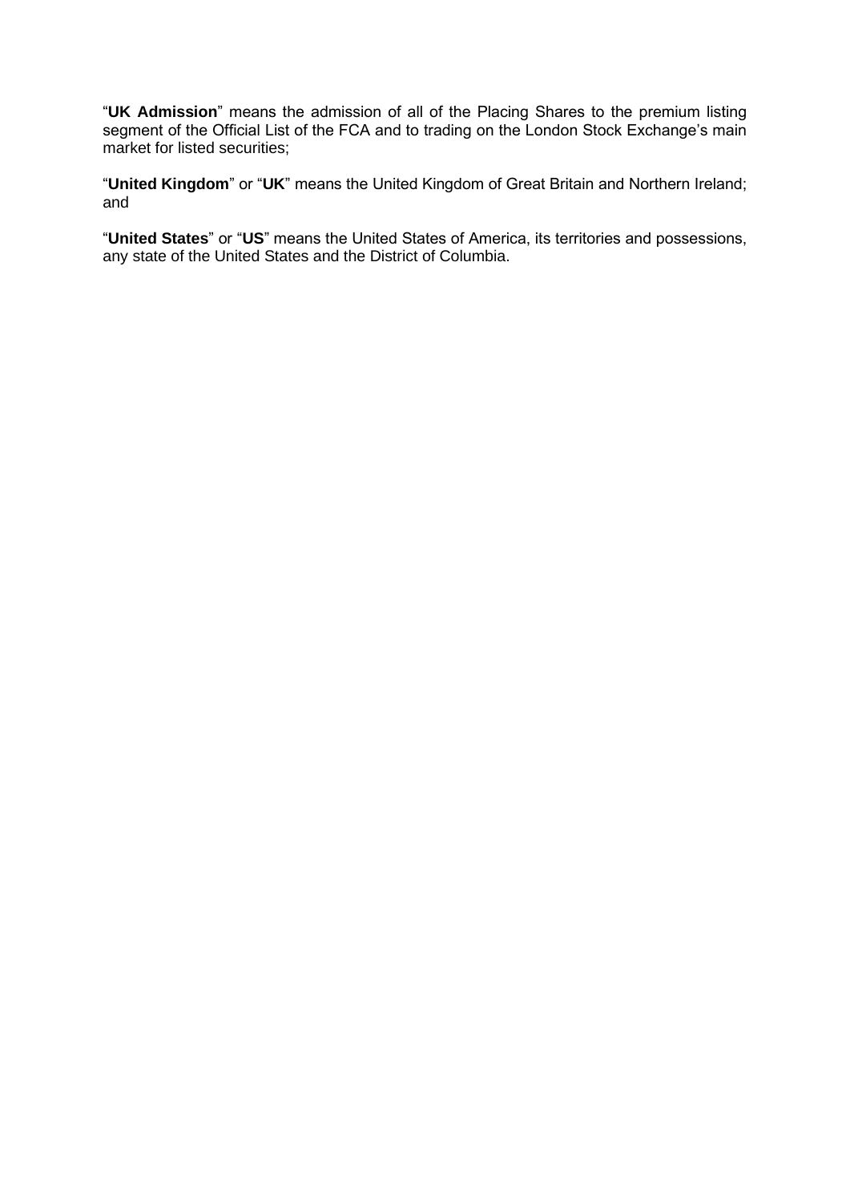“**UK Admission**” means the admission of all of the Placing Shares to the premium listing segment of the Official List of the FCA and to trading on the London Stock Exchange’s main market for listed securities;

“**United Kingdom**” or “**UK**” means the United Kingdom of Great Britain and Northern Ireland; and

“**United States**” or “**US**” means the United States of America, its territories and possessions, any state of the United States and the District of Columbia.